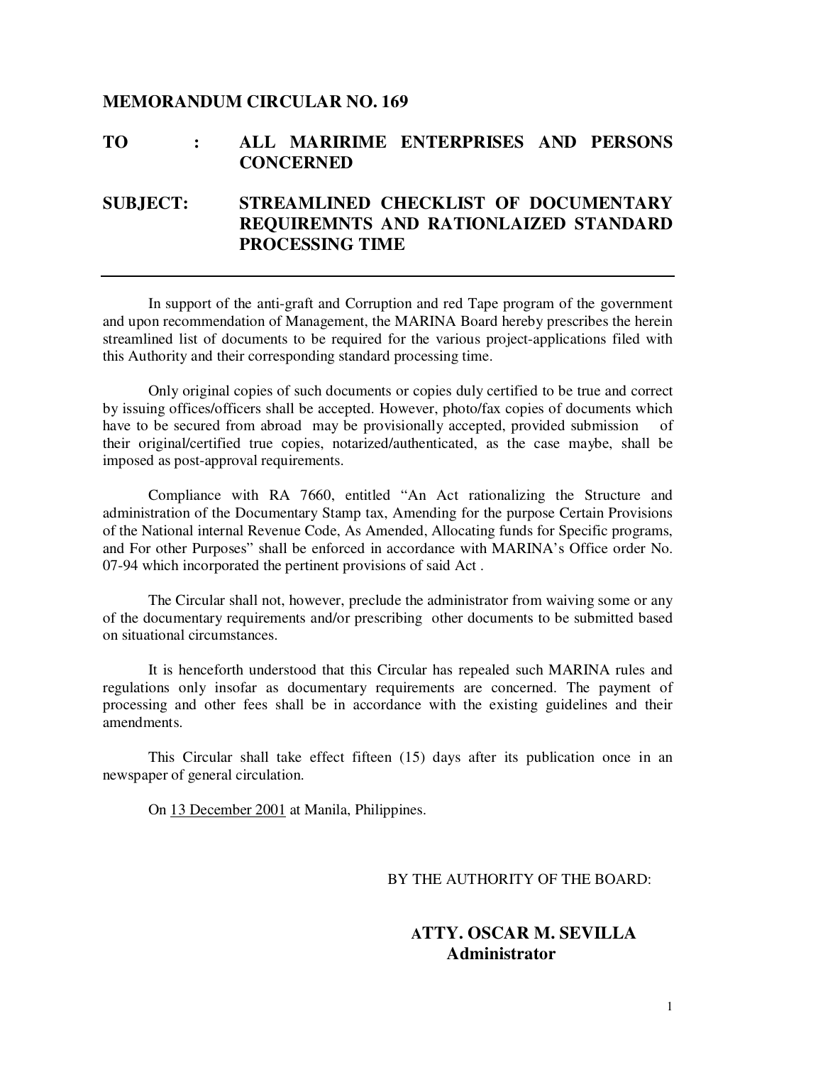# MEMORANDUM CIRCULAR NO. 169

**TO : ALL MARIRIME ENTERPRISES AND PERSONS CONCERNED**

**SUBJECT: STREAMLINED CHECKLIST OF DOCUMENTARY REQUIREMNTS AND RATIONLAIZED STANDARD PROCESSING TIME**

---

In support of the anti-graft and Corruption and red Tape program of the government and upon recommendation of Management, the MARINA Board hereby prescribes the herein streamlined list of documents to be required for the various project-applications filed with this Authority and their corresponding standard processing time.

Only original copies of such documents or copies duly certified to be true and correct by issuing offices/officers shall be accepted. However, photo/fax copies of documents which have to be secured from abroad may be provisionally accepted, provided submission of their original/certified true copies, notarized/authenticated, as the case maybe, shall be imposed as post-approval requirements.

Compliance with RA 7660, entitled "An Act rationalizing the Structure and administration of the Documentary Stamp tax, Amending for the purpose Certain Provisions of the National internal Revenue Code, As Amended, Allocating funds for Specific programs, and For other Purposes" shall be enforced in accordance with MARINA's Office order No. 07-94 which incorporated the pertinent provisions of said Act .

The Circular shall not, however, preclude the administrator from waiving some or any of the documentary requirements and/or prescribing other documents to be submitted based on situational circumstances.

It is henceforth understood that this Circular has repealed such MARINA rules and regulations only insofar as documentary requirements are concerned. The payment of processing and other fees shall be in accordance with the existing guidelines and their amendments.

This Circular shall take effect fifteen (15) days after its publication once in an newspaper of general circulation.

On 13 December 2001 at Manila, Philippines.

BY THE AUTHORITY OF THE BOARD:

**ATTY. OSCAR M. SEVILLA**
**Administrator**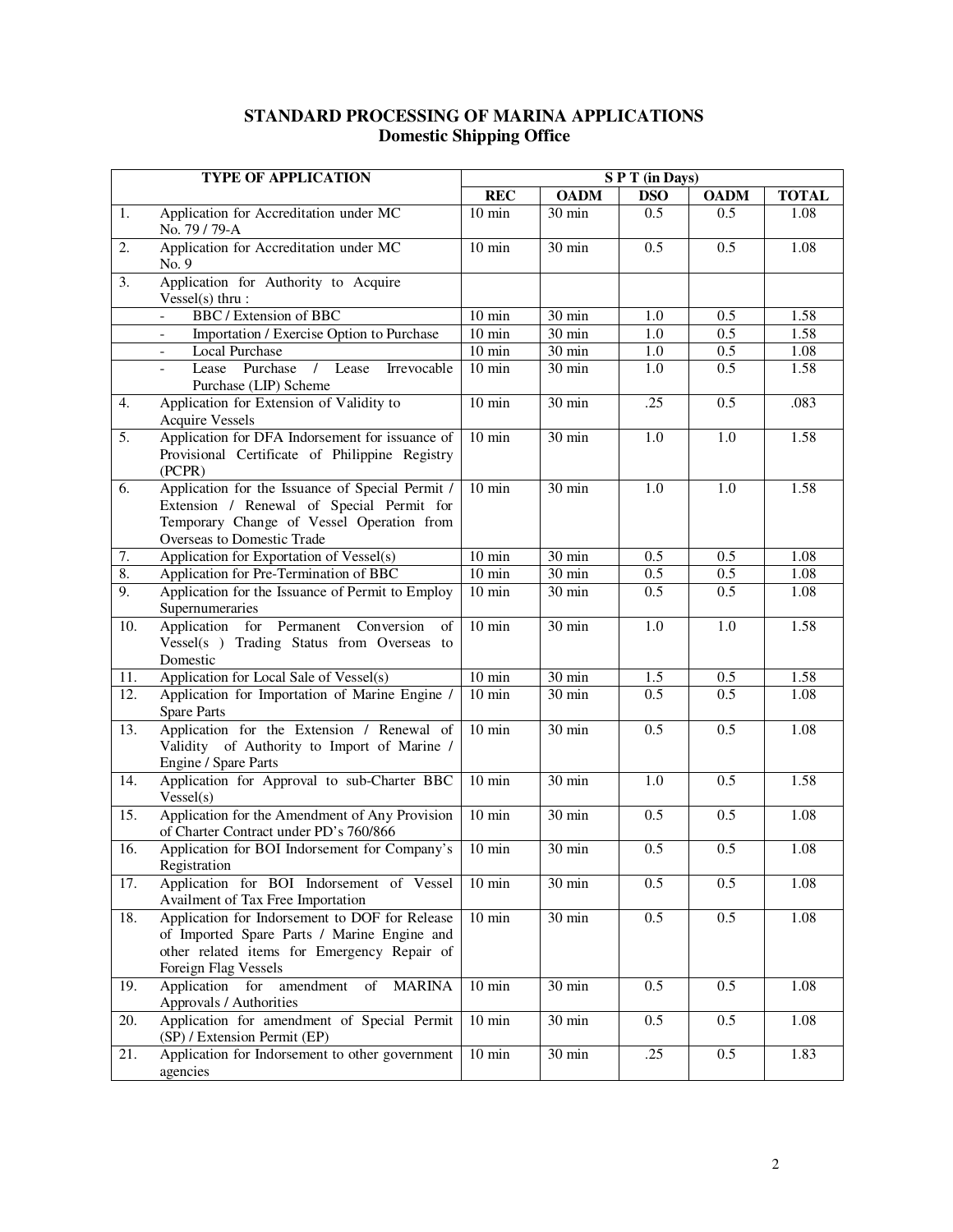# STANDARD PROCESSING OF MARINA APPLICATIONS
## Domestic Shipping Office

| | TYPE OF APPLICATION | S P T (in Days) | | | | |
|---|---|---|---|---|---|---|
| | | REC | OADM | DSO | OADM | TOTAL |
| 1. | Application for Accreditation under MC No. 79 / 79-A | 10 min | 30 min | 0.5 | 0.5 | 1.08 |
| 2. | Application for Accreditation under MC No. 9 | 10 min | 30 min | 0.5 | 0.5 | 1.08 |
| 3. | Application for Authority to Acquire Vessel(s) thru : | | | | | |
| | - BBC / Extension of BBC | 10 min | 30 min | 1.0 | 0.5 | 1.58 |
| | - Importation / Exercise Option to Purchase | 10 min | 30 min | 1.0 | 0.5 | 1.58 |
| | - Local Purchase | 10 min | 30 min | 1.0 | 0.5 | 1.08 |
| | - Lease Purchase / Lease Irrevocable Purchase (LIP) Scheme | 10 min | 30 min | 1.0 | 0.5 | 1.58 |
| 4. | Application for Extension of Validity to Acquire Vessels | 10 min | 30 min | .25 | 0.5 | .083 |
| 5. | Application for DFA Indorsement for issuance of Provisional Certificate of Philippine Registry (PCPR) | 10 min | 30 min | 1.0 | 1.0 | 1.58 |
| 6. | Application for the Issuance of Special Permit / Extension / Renewal of Special Permit for Temporary Change of Vessel Operation from Overseas to Domestic Trade | 10 min | 30 min | 1.0 | 1.0 | 1.58 |
| 7. | Application for Exportation of Vessel(s) | 10 min | 30 min | 0.5 | 0.5 | 1.08 |
| 8. | Application for Pre-Termination of BBC | 10 min | 30 min | 0.5 | 0.5 | 1.08 |
| 9. | Application for the Issuance of Permit to Employ Supernumeraries | 10 min | 30 min | 0.5 | 0.5 | 1.08 |
| 10. | Application for Permanent Conversion of Vessel(s ) Trading Status from Overseas to Domestic | 10 min | 30 min | 1.0 | 1.0 | 1.58 |
| 11. | Application for Local Sale of Vessel(s) | 10 min | 30 min | 1.5 | 0.5 | 1.58 |
| 12. | Application for Importation of Marine Engine / Spare Parts | 10 min | 30 min | 0.5 | 0.5 | 1.08 |
| 13. | Application for the Extension / Renewal of Validity of Authority to Import of Marine / Engine / Spare Parts | 10 min | 30 min | 0.5 | 0.5 | 1.08 |
| 14. | Application for Approval to sub-Charter BBC Vessel(s) | 10 min | 30 min | 1.0 | 0.5 | 1.58 |
| 15. | Application for the Amendment of Any Provision of Charter Contract under PD's 760/866 | 10 min | 30 min | 0.5 | 0.5 | 1.08 |
| 16. | Application for BOI Indorsement for Company's Registration | 10 min | 30 min | 0.5 | 0.5 | 1.08 |
| 17. | Application for BOI Indorsement of Vessel Availment of Tax Free Importation | 10 min | 30 min | 0.5 | 0.5 | 1.08 |
| 18. | Application for Indorsement to DOF for Release of Imported Spare Parts / Marine Engine and other related items for Emergency Repair of Foreign Flag Vessels | 10 min | 30 min | 0.5 | 0.5 | 1.08 |
| 19. | Application for amendment of MARINA Approvals / Authorities | 10 min | 30 min | 0.5 | 0.5 | 1.08 |
| 20. | Application for amendment of Special Permit (SP) / Extension Permit (EP) | 10 min | 30 min | 0.5 | 0.5 | 1.08 |
| 21. | Application for Indorsement to other government agencies | 10 min | 30 min | .25 | 0.5 | 1.83 |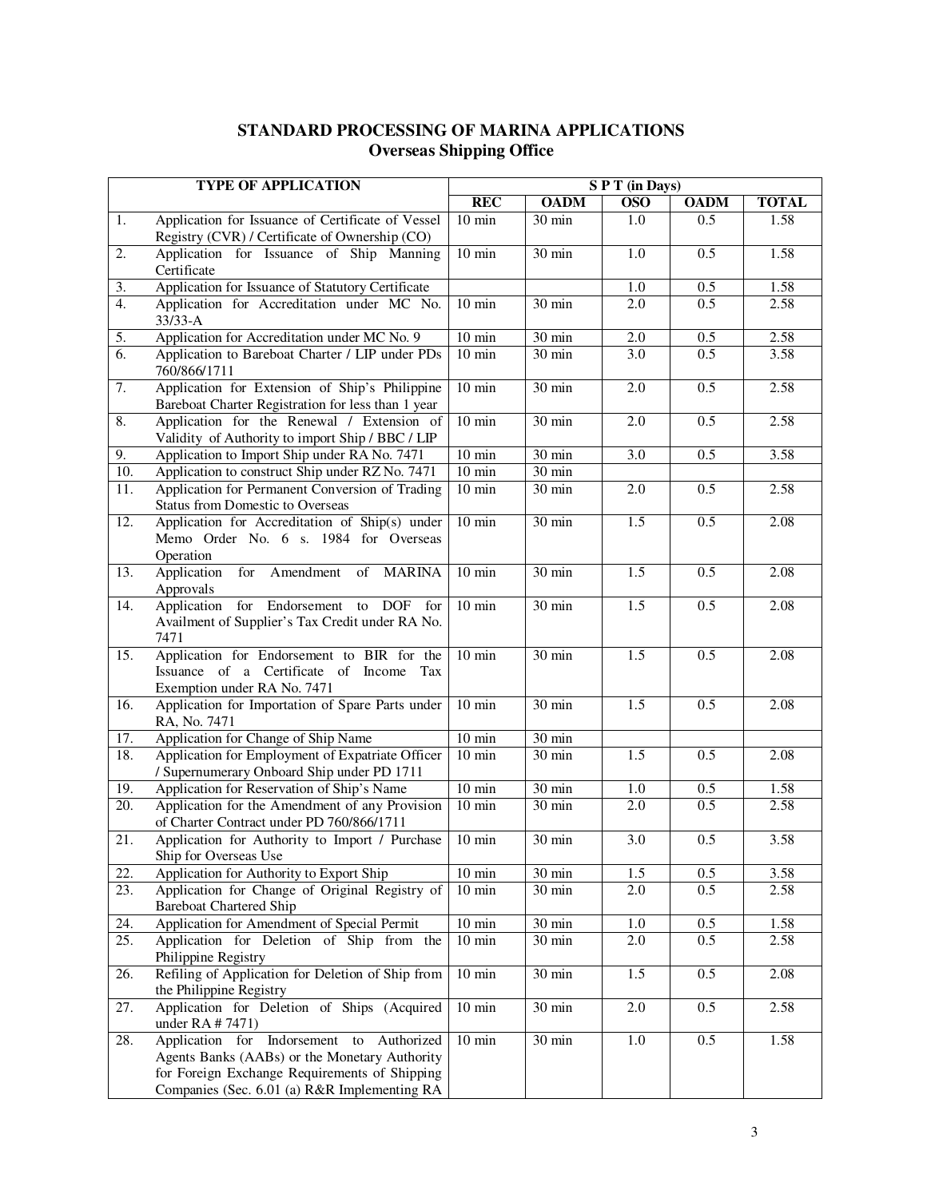# STANDARD PROCESSING OF MARINA APPLICATIONS
## Overseas Shipping Office

| TYPE OF APPLICATION | | S P T (in Days) | | | | |
|---|---|---|---|---|---|---|
| | | REC | OADM | OSO | OADM | TOTAL |
| 1. | Application for Issuance of Certificate of Vessel Registry (CVR) / Certificate of Ownership (CO) | 10 min | 30 min | 1.0 | 0.5 | 1.58 |
| 2. | Application for Issuance of Ship Manning Certificate | 10 min | 30 min | 1.0 | 0.5 | 1.58 |
| 3. | Application for Issuance of Statutory Certificate | | | 1.0 | 0.5 | 1.58 |
| 4. | Application for Accreditation under MC No. 33/33-A | 10 min | 30 min | 2.0 | 0.5 | 2.58 |
| 5. | Application for Accreditation under MC No. 9 | 10 min | 30 min | 2.0 | 0.5 | 2.58 |
| 6. | Application to Bareboat Charter / LIP under PDs 760/866/1711 | 10 min | 30 min | 3.0 | 0.5 | 3.58 |
| 7. | Application for Extension of Ship's Philippine Bareboat Charter Registration for less than 1 year | 10 min | 30 min | 2.0 | 0.5 | 2.58 |
| 8. | Application for the Renewal / Extension of Validity of Authority to import Ship / BBC / LIP | 10 min | 30 min | 2.0 | 0.5 | 2.58 |
| 9. | Application to Import Ship under RA No. 7471 | 10 min | 30 min | 3.0 | 0.5 | 3.58 |
| 10. | Application to construct Ship under RZ No. 7471 | 10 min | 30 min | | | |
| 11. | Application for Permanent Conversion of Trading Status from Domestic to Overseas | 10 min | 30 min | 2.0 | 0.5 | 2.58 |
| 12. | Application for Accreditation of Ship(s) under Memo Order No. 6 s. 1984 for Overseas Operation | 10 min | 30 min | 1.5 | 0.5 | 2.08 |
| 13. | Application for Amendment of MARINA Approvals | 10 min | 30 min | 1.5 | 0.5 | 2.08 |
| 14. | Application for Endorsement to DOF for Availment of Supplier's Tax Credit under RA No. 7471 | 10 min | 30 min | 1.5 | 0.5 | 2.08 |
| 15. | Application for Endorsement to BIR for the Issuance of a Certificate of Income Tax Exemption under RA No. 7471 | 10 min | 30 min | 1.5 | 0.5 | 2.08 |
| 16. | Application for Importation of Spare Parts under RA, No. 7471 | 10 min | 30 min | 1.5 | 0.5 | 2.08 |
| 17. | Application for Change of Ship Name | 10 min | 30 min | | | |
| 18. | Application for Employment of Expatriate Officer / Supernumerary Onboard Ship under PD 1711 | 10 min | 30 min | 1.5 | 0.5 | 2.08 |
| 19. | Application for Reservation of Ship's Name | 10 min | 30 min | 1.0 | 0.5 | 1.58 |
| 20. | Application for the Amendment of any Provision of Charter Contract under PD 760/866/1711 | 10 min | 30 min | 2.0 | 0.5 | 2.58 |
| 21. | Application for Authority to Import / Purchase Ship for Overseas Use | 10 min | 30 min | 3.0 | 0.5 | 3.58 |
| 22. | Application for Authority to Export Ship | 10 min | 30 min | 1.5 | 0.5 | 3.58 |
| 23. | Application for Change of Original Registry of Bareboat Chartered Ship | 10 min | 30 min | 2.0 | 0.5 | 2.58 |
| 24. | Application for Amendment of Special Permit | 10 min | 30 min | 1.0 | 0.5 | 1.58 |
| 25. | Application for Deletion of Ship from the Philippine Registry | 10 min | 30 min | 2.0 | 0.5 | 2.58 |
| 26. | Refiling of Application for Deletion of Ship from the Philippine Registry | 10 min | 30 min | 1.5 | 0.5 | 2.08 |
| 27. | Application for Deletion of Ships (Acquired under RA # 7471) | 10 min | 30 min | 2.0 | 0.5 | 2.58 |
| 28. | Application for Indorsement to Authorized Agents Banks (AABs) or the Monetary Authority for Foreign Exchange Requirements of Shipping Companies (Sec. 6.01 (a) R&R Implementing RA | 10 min | 30 min | 1.0 | 0.5 | 1.58 |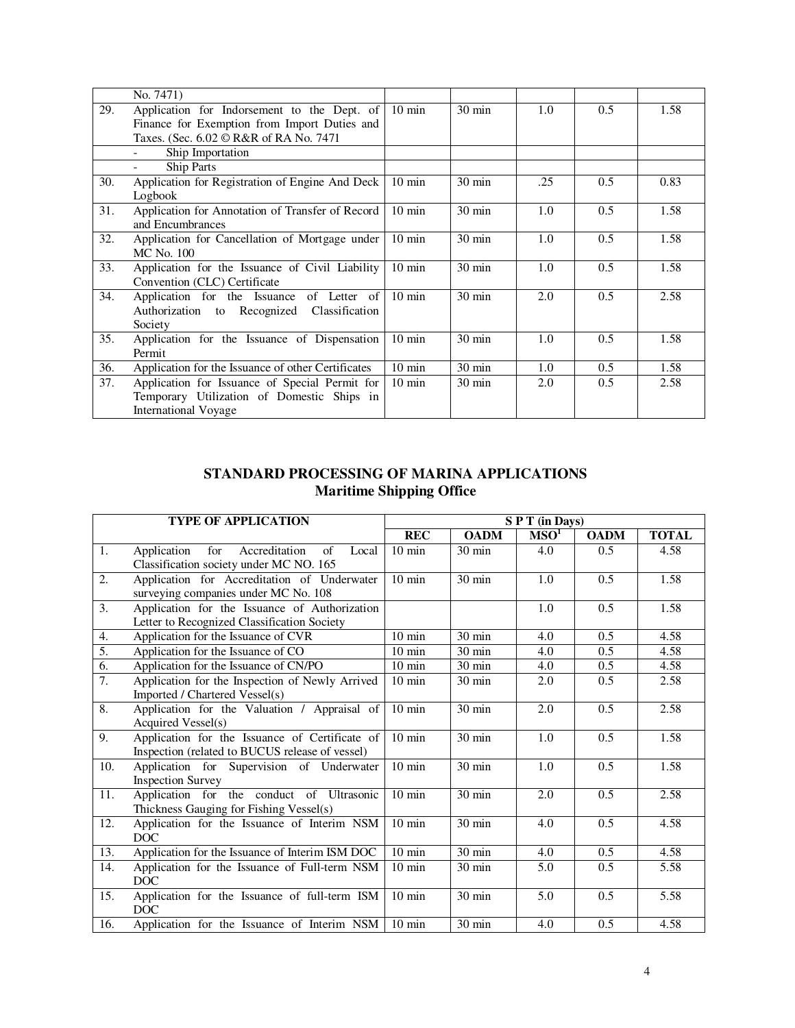|  | No. 7471) |  |  |  |  |  |
|---|---|---|---|---|---|---|
| 29. | Application for Indorsement to the Dept. of Finance for Exemption from Import Duties and Taxes. (Sec. 6.02 © R&R of RA No. 7471 | 10 min | 30 min | 1.0 | 0.5 | 1.58 |
|  | - Ship Importation |  |  |  |  |  |
|  | - Ship Parts |  |  |  |  |  |
| 30. | Application for Registration of Engine And Deck Logbook | 10 min | 30 min | .25 | 0.5 | 0.83 |
| 31. | Application for Annotation of Transfer of Record and Encumbrances | 10 min | 30 min | 1.0 | 0.5 | 1.58 |
| 32. | Application for Cancellation of Mortgage under MC No. 100 | 10 min | 30 min | 1.0 | 0.5 | 1.58 |
| 33. | Application for the Issuance of Civil Liability Convention (CLC) Certificate | 10 min | 30 min | 1.0 | 0.5 | 1.58 |
| 34. | Application for the Issuance of Letter of Authorization to Recognized Classification Society | 10 min | 30 min | 2.0 | 0.5 | 2.58 |
| 35. | Application for the Issuance of Dispensation Permit | 10 min | 30 min | 1.0 | 0.5 | 1.58 |
| 36. | Application for the Issuance of other Certificates | 10 min | 30 min | 1.0 | 0.5 | 1.58 |
| 37. | Application for Issuance of Special Permit for Temporary Utilization of Domestic Ships in International Voyage | 10 min | 30 min | 2.0 | 0.5 | 2.58 |

## STANDARD PROCESSING OF MARINA APPLICATIONS
## Maritime Shipping Office

| TYPE OF APPLICATION |  | S P T (in Days) |  |  |  |  |
|---|---|---|---|---|---|---|
|  |  | REC | OADM | MSO[1] | OADM | TOTAL |
| 1. | Application for Accreditation of Local Classification society under MC NO. 165 | 10 min | 30 min | 4.0 | 0.5 | 4.58 |
| 2. | Application for Accreditation of Underwater surveying companies under MC No. 108 | 10 min | 30 min | 1.0 | 0.5 | 1.58 |
| 3. | Application for the Issuance of Authorization Letter to Recognized Classification Society |  |  | 1.0 | 0.5 | 1.58 |
| 4. | Application for the Issuance of CVR | 10 min | 30 min | 4.0 | 0.5 | 4.58 |
| 5. | Application for the Issuance of CO | 10 min | 30 min | 4.0 | 0.5 | 4.58 |
| 6. | Application for the Issuance of CN/PO | 10 min | 30 min | 4.0 | 0.5 | 4.58 |
| 7. | Application for the Inspection of Newly Arrived Imported / Chartered Vessel(s) | 10 min | 30 min | 2.0 | 0.5 | 2.58 |
| 8. | Application for the Valuation / Appraisal of Acquired Vessel(s) | 10 min | 30 min | 2.0 | 0.5 | 2.58 |
| 9. | Application for the Issuance of Certificate of Inspection (related to BUCUS release of vessel) | 10 min | 30 min | 1.0 | 0.5 | 1.58 |
| 10. | Application for Supervision of Underwater Inspection Survey | 10 min | 30 min | 1.0 | 0.5 | 1.58 |
| 11. | Application for the conduct of Ultrasonic Thickness Gauging for Fishing Vessel(s) | 10 min | 30 min | 2.0 | 0.5 | 2.58 |
| 12. | Application for the Issuance of Interim NSM DOC | 10 min | 30 min | 4.0 | 0.5 | 4.58 |
| 13. | Application for the Issuance of Interim ISM DOC | 10 min | 30 min | 4.0 | 0.5 | 4.58 |
| 14. | Application for the Issuance of Full-term NSM DOC | 10 min | 30 min | 5.0 | 0.5 | 5.58 |
| 15. | Application for the Issuance of full-term ISM DOC | 10 min | 30 min | 5.0 | 0.5 | 5.58 |
| 16. | Application for the Issuance of Interim NSM | 10 min | 30 min | 4.0 | 0.5 | 4.58 |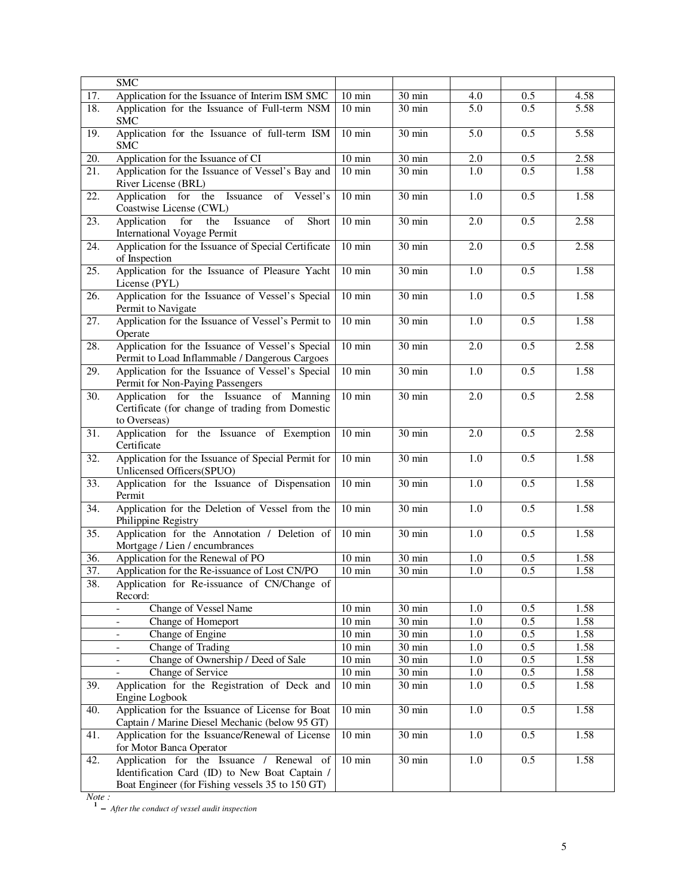|  | SMC |  |  |  |  |  |
|---|---|---|---|---|---|---|
| 17. | Application for the Issuance of Interim ISM SMC | 10 min | 30 min | 4.0 | 0.5 | 4.58 |
| 18. | Application for the Issuance of Full-term NSM SMC | 10 min | 30 min | 5.0 | 0.5 | 5.58 |
| 19. | Application for the Issuance of full-term ISM SMC | 10 min | 30 min | 5.0 | 0.5 | 5.58 |
| 20. | Application for the Issuance of CI | 10 min | 30 min | 2.0 | 0.5 | 2.58 |
| 21. | Application for the Issuance of Vessel's Bay and River License (BRL) | 10 min | 30 min | 1.0 | 0.5 | 1.58 |
| 22. | Application for the Issuance of Vessel's Coastwise License (CWL) | 10 min | 30 min | 1.0 | 0.5 | 1.58 |
| 23. | Application for the Issuance of Short International Voyage Permit | 10 min | 30 min | 2.0 | 0.5 | 2.58 |
| 24. | Application for the Issuance of Special Certificate of Inspection | 10 min | 30 min | 2.0 | 0.5 | 2.58 |
| 25. | Application for the Issuance of Pleasure Yacht License (PYL) | 10 min | 30 min | 1.0 | 0.5 | 1.58 |
| 26. | Application for the Issuance of Vessel's Special Permit to Navigate | 10 min | 30 min | 1.0 | 0.5 | 1.58 |
| 27. | Application for the Issuance of Vessel's Permit to Operate | 10 min | 30 min | 1.0 | 0.5 | 1.58 |
| 28. | Application for the Issuance of Vessel's Special Permit to Load Inflammable / Dangerous Cargoes | 10 min | 30 min | 2.0 | 0.5 | 2.58 |
| 29. | Application for the Issuance of Vessel's Special Permit for Non-Paying Passengers | 10 min | 30 min | 1.0 | 0.5 | 1.58 |
| 30. | Application for the Issuance of Manning Certificate (for change of trading from Domestic to Overseas) | 10 min | 30 min | 2.0 | 0.5 | 2.58 |
| 31. | Application for the Issuance of Exemption Certificate | 10 min | 30 min | 2.0 | 0.5 | 2.58 |
| 32. | Application for the Issuance of Special Permit for Unlicensed Officers(SPUO) | 10 min | 30 min | 1.0 | 0.5 | 1.58 |
| 33. | Application for the Issuance of Dispensation Permit | 10 min | 30 min | 1.0 | 0.5 | 1.58 |
| 34. | Application for the Deletion of Vessel from the Philippine Registry | 10 min | 30 min | 1.0 | 0.5 | 1.58 |
| 35. | Application for the Annotation / Deletion of Mortgage / Lien / encumbrances | 10 min | 30 min | 1.0 | 0.5 | 1.58 |
| 36. | Application for the Renewal of PO | 10 min | 30 min | 1.0 | 0.5 | 1.58 |
| 37. | Application for the Re-issuance of Lost CN/PO | 10 min | 30 min | 1.0 | 0.5 | 1.58 |
| 38. | Application for Re-issuance of CN/Change of Record: |  |  |  |  |  |
|  | - Change of Vessel Name | 10 min | 30 min | 1.0 | 0.5 | 1.58 |
|  | - Change of Homeport | 10 min | 30 min | 1.0 | 0.5 | 1.58 |
|  | - Change of Engine | 10 min | 30 min | 1.0 | 0.5 | 1.58 |
|  | - Change of Trading | 10 min | 30 min | 1.0 | 0.5 | 1.58 |
|  | - Change of Ownership / Deed of Sale | 10 min | 30 min | 1.0 | 0.5 | 1.58 |
|  | - Change of Service | 10 min | 30 min | 1.0 | 0.5 | 1.58 |
| 39. | Application for the Registration of Deck and Engine Logbook | 10 min | 30 min | 1.0 | 0.5 | 1.58 |
| 40. | Application for the Issuance of License for Boat Captain / Marine Diesel Mechanic (below 95 GT) | 10 min | 30 min | 1.0 | 0.5 | 1.58 |
| 41. | Application for the Issuance/Renewal of License for Motor Banca Operator | 10 min | 30 min | 1.0 | 0.5 | 1.58 |
| 42. | Application for the Issuance / Renewal of Identification Card (ID) to New Boat Captain / Boat Engineer (for Fishing vessels 35 to 150 GT) | 10 min | 30 min | 1.0 | 0.5 | 1.58 |

*Note :*

[1] – *After the conduct of vessel audit inspection*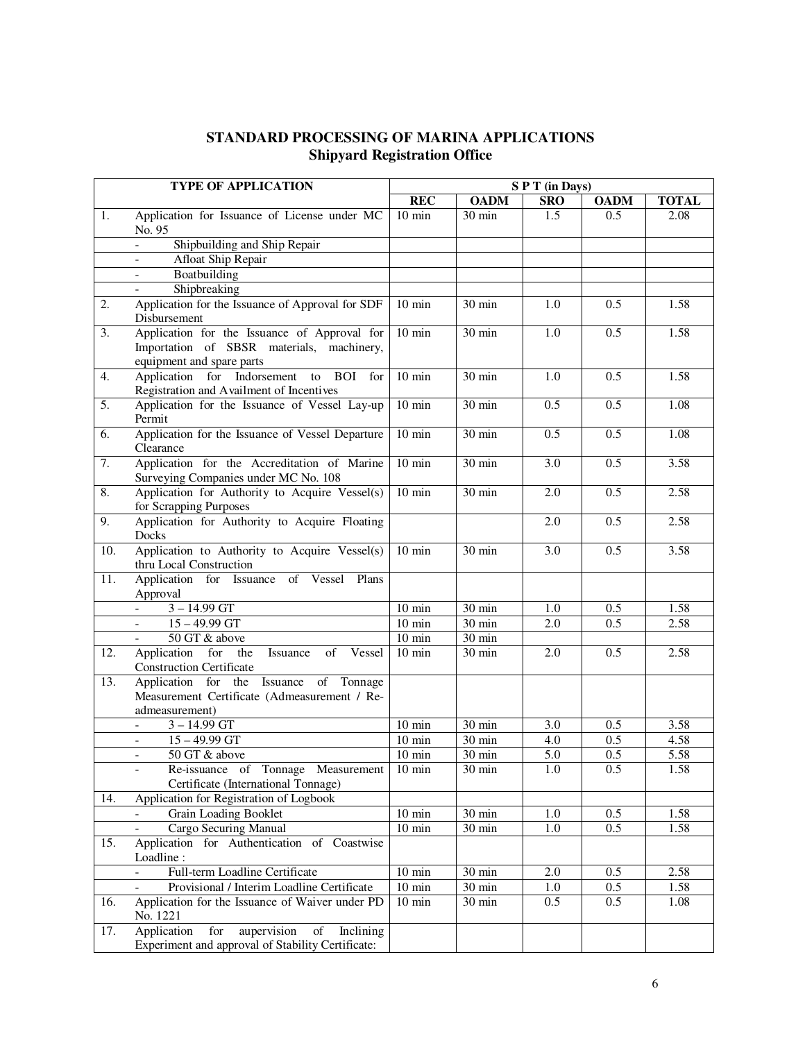# STANDARD PROCESSING OF MARINA APPLICATIONS
## Shipyard Registration Office

| | TYPE OF APPLICATION | S P T (in Days) | | | | |
|---|---|---|---|---|---|---|
| | | REC | OADM | SRO | OADM | TOTAL |
| 1. | Application for Issuance of License under MC No. 95 | 10 min | 30 min | 1.5 | 0.5 | 2.08 |
| | - Shipbuilding and Ship Repair | | | | | |
| | - Afloat Ship Repair | | | | | |
| | - Boatbuilding | | | | | |
| | - Shipbreaking | | | | | |
| 2. | Application for the Issuance of Approval for SDF Disbursement | 10 min | 30 min | 1.0 | 0.5 | 1.58 |
| 3. | Application for the Issuance of Approval for Importation of SBSR materials, machinery, equipment and spare parts | 10 min | 30 min | 1.0 | 0.5 | 1.58 |
| 4. | Application for Indorsement to BOI for Registration and Availment of Incentives | 10 min | 30 min | 1.0 | 0.5 | 1.58 |
| 5. | Application for the Issuance of Vessel Lay-up Permit | 10 min | 30 min | 0.5 | 0.5 | 1.08 |
| 6. | Application for the Issuance of Vessel Departure Clearance | 10 min | 30 min | 0.5 | 0.5 | 1.08 |
| 7. | Application for the Accreditation of Marine Surveying Companies under MC No. 108 | 10 min | 30 min | 3.0 | 0.5 | 3.58 |
| 8. | Application for Authority to Acquire Vessel(s) for Scrapping Purposes | 10 min | 30 min | 2.0 | 0.5 | 2.58 |
| 9. | Application for Authority to Acquire Floating Docks | | | 2.0 | 0.5 | 2.58 |
| 10. | Application to Authority to Acquire Vessel(s) thru Local Construction | 10 min | 30 min | 3.0 | 0.5 | 3.58 |
| 11. | Application for Issuance of Vessel Plans Approval | | | | | |
| | - 3 – 14.99 GT | 10 min | 30 min | 1.0 | 0.5 | 1.58 |
| | - 15 – 49.99 GT | 10 min | 30 min | 2.0 | 0.5 | 2.58 |
| | - 50 GT & above | 10 min | 30 min | | | |
| 12. | Application for the Issuance of Vessel Construction Certificate | 10 min | 30 min | 2.0 | 0.5 | 2.58 |
| 13. | Application for the Issuance of Tonnage Measurement Certificate (Admeasurement / Re-admeasurement) | | | | | |
| | - 3 – 14.99 GT | 10 min | 30 min | 3.0 | 0.5 | 3.58 |
| | - 15 – 49.99 GT | 10 min | 30 min | 4.0 | 0.5 | 4.58 |
| | - 50 GT & above | 10 min | 30 min | 5.0 | 0.5 | 5.58 |
| | - Re-issuance of Tonnage Measurement Certificate (International Tonnage) | 10 min | 30 min | 1.0 | 0.5 | 1.58 |
| 14. | Application for Registration of Logbook | | | | | |
| | - Grain Loading Booklet | 10 min | 30 min | 1.0 | 0.5 | 1.58 |
| | - Cargo Securing Manual | 10 min | 30 min | 1.0 | 0.5 | 1.58 |
| 15. | Application for Authentication of Coastwise Loadline : | | | | | |
| | - Full-term Loadline Certificate | 10 min | 30 min | 2.0 | 0.5 | 2.58 |
| | - Provisional / Interim Loadline Certificate | 10 min | 30 min | 1.0 | 0.5 | 1.58 |
| 16. | Application for the Issuance of Waiver under PD No. 1221 | 10 min | 30 min | 0.5 | 0.5 | 1.08 |
| 17. | Application for aupervision of Inclining Experiment and approval of Stability Certificate: | | | | | |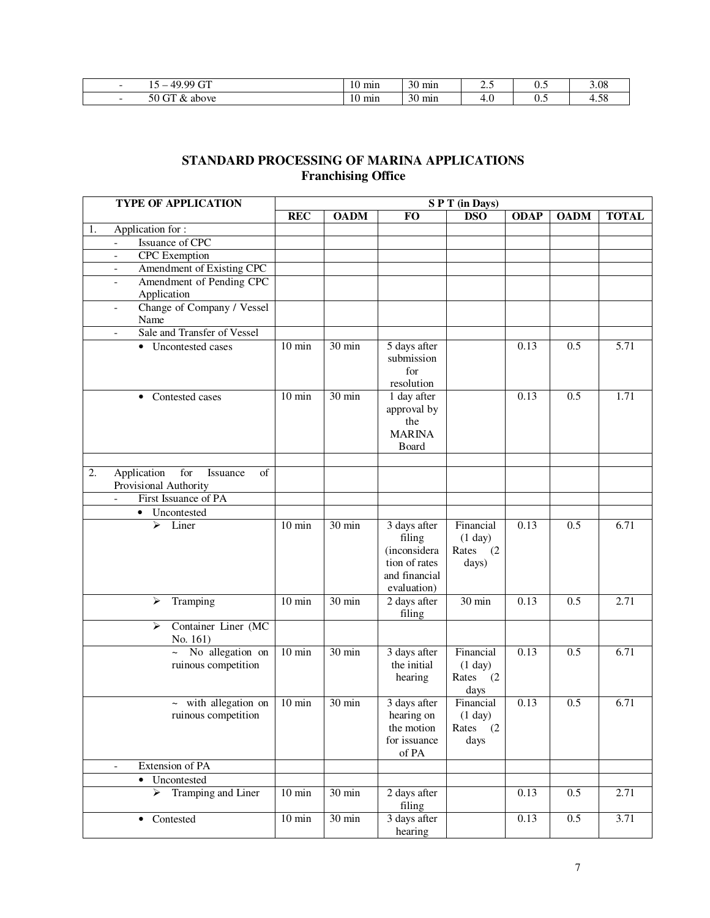| | | | | | | |
|---|---|---|---|---|---|---|
| - | 15 – 49.99 GT | 10 min | 30 min | 2.5 | 0.5 | 3.08 |
| - | 50 GT & above | 10 min | 30 min | 4.0 | 0.5 | 4.58 |

## STANDARD PROCESSING OF MARINA APPLICATIONS
### Franchising Office

| TYPE OF APPLICATION | S P T (in Days) | | | | | | |
|---|---|---|---|---|---|---|---|
| | REC | OADM | FO | DSO | ODAP | OADM | TOTAL |
| 1. Application for : | | | | | | | |
| - Issuance of CPC | | | | | | | |
| - CPC Exemption | | | | | | | |
| - Amendment of Existing CPC | | | | | | | |
| - Amendment of Pending CPC Application | | | | | | | |
| - Change of Company / Vessel Name | | | | | | | |
| - Sale and Transfer of Vessel | | | | | | | |
| • Uncontested cases | 10 min | 30 min | 5 days after submission for resolution | | 0.13 | 0.5 | 5.71 |
| • Contested cases | 10 min | 30 min | 1 day after approval by the MARINA Board | | 0.13 | 0.5 | 1.71 |
| | | | | | | | |
| 2. Application for Issuance of Provisional Authority | | | | | | | |
| - First Issuance of PA | | | | | | | |
| • Uncontested | | | | | | | |
| ➢ Liner | 10 min | 30 min | 3 days after filing (inconsideration of rates and financial evaluation) | Financial (1 day) Rates (2 days) | 0.13 | 0.5 | 6.71 |
| ➢ Tramping | 10 min | 30 min | 2 days after filing | 30 min | 0.13 | 0.5 | 2.71 |
| ➢ Container Liner (MC No. 161) | | | | | | | |
| ~ No allegation on ruinous competition | 10 min | 30 min | 3 days after the initial hearing | Financial (1 day) Rates (2 days | 0.13 | 0.5 | 6.71 |
| ~ with allegation on ruinous competition | 10 min | 30 min | 3 days after hearing on the motion for issuance of PA | Financial (1 day) Rates (2 days | 0.13 | 0.5 | 6.71 |
| - Extension of PA | | | | | | | |
| • Uncontested | | | | | | | |
| ➢ Tramping and Liner | 10 min | 30 min | 2 days after filing | | 0.13 | 0.5 | 2.71 |
| • Contested | 10 min | 30 min | 3 days after hearing | | 0.13 | 0.5 | 3.71 |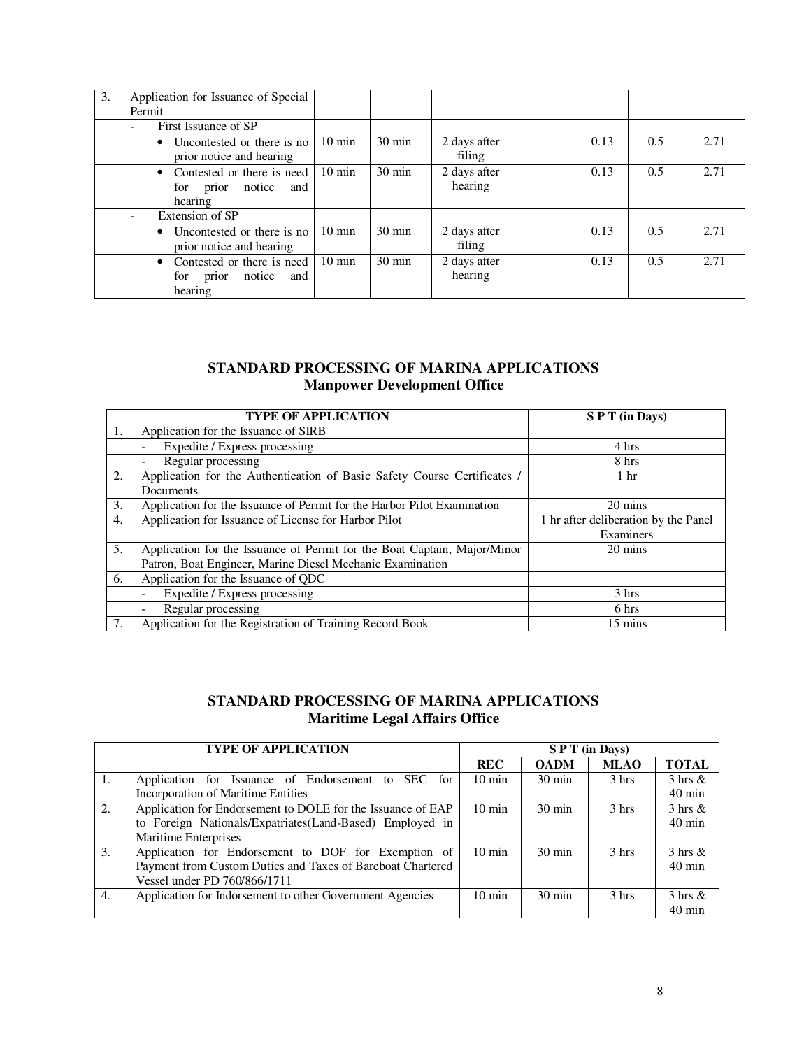| | | | | | | | |
|---|---|---|---|---|---|---|---|
| 3. Application for Issuance of Special Permit | | | | | | | |
| - First Issuance of SP | | | | | | | |
| • Uncontested or there is no prior notice and hearing | 10 min | 30 min | 2 days after filing | | 0.13 | 0.5 | 2.71 |
| • Contested or there is need for prior notice and hearing | 10 min | 30 min | 2 days after hearing | | 0.13 | 0.5 | 2.71 |
| - Extension of SP | | | | | | | |
| • Uncontested or there is no prior notice and hearing | 10 min | 30 min | 2 days after filing | | 0.13 | 0.5 | 2.71 |
| • Contested or there is need for prior notice and hearing | 10 min | 30 min | 2 days after hearing | | 0.13 | 0.5 | 2.71 |

## STANDARD PROCESSING OF MARINA APPLICATIONS
## Manpower Development Office

| TYPE OF APPLICATION | S P T (in Days) |
|---|---|
| 1. Application for the Issuance of SIRB | |
| - Expedite / Express processing | 4 hrs |
| - Regular processing | 8 hrs |
| 2. Application for the Authentication of Basic Safety Course Certificates / Documents | 1 hr |
| 3. Application for the Issuance of Permit for the Harbor Pilot Examination | 20 mins |
| 4. Application for Issuance of License for Harbor Pilot | 1 hr after deliberation by the Panel Examiners |
| 5. Application for the Issuance of Permit for the Boat Captain, Major/Minor Patron, Boat Engineer, Marine Diesel Mechanic Examination | 20 mins |
| 6. Application for the Issuance of QDC | |
| - Expedite / Express processing | 3 hrs |
| - Regular processing | 6 hrs |
| 7. Application for the Registration of Training Record Book | 15 mins |

## STANDARD PROCESSING OF MARINA APPLICATIONS
## Maritime Legal Affairs Office

| TYPE OF APPLICATION | S P T (in Days) | | | |
|---|---|---|---|---|
| | REC | OADM | MLAO | TOTAL |
| 1. Application for Issuance of Endorsement to SEC for Incorporation of Maritime Entities | 10 min | 30 min | 3 hrs | 3 hrs & 40 min |
| 2. Application for Endorsement to DOLE for the Issuance of EAP to Foreign Nationals/Expatriates(Land-Based) Employed in Maritime Enterprises | 10 min | 30 min | 3 hrs | 3 hrs & 40 min |
| 3. Application for Endorsement to DOF for Exemption of Payment from Custom Duties and Taxes of Bareboat Chartered Vessel under PD 760/866/1711 | 10 min | 30 min | 3 hrs | 3 hrs & 40 min |
| 4. Application for Indorsement to other Government Agencies | 10 min | 30 min | 3 hrs | 3 hrs & 40 min |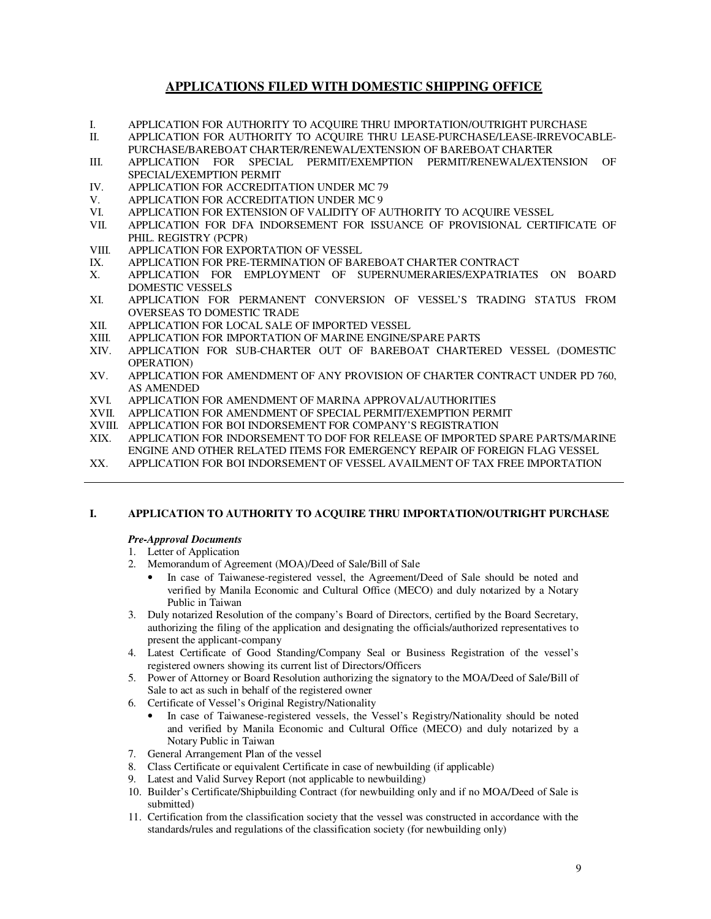## APPLICATIONS FILED WITH DOMESTIC SHIPPING OFFICE

I. APPLICATION FOR AUTHORITY TO ACQUIRE THRU IMPORTATION/OUTRIGHT PURCHASE
II. APPLICATION FOR AUTHORITY TO ACQUIRE THRU LEASE-PURCHASE/LEASE-IRREVOCABLE-PURCHASE/BAREBOAT CHARTER/RENEWAL/EXTENSION OF BAREBOAT CHARTER
III. APPLICATION FOR SPECIAL PERMIT/EXEMPTION PERMIT/RENEWAL/EXTENSION OF SPECIAL/EXEMPTION PERMIT
IV. APPLICATION FOR ACCREDITATION UNDER MC 79
V. APPLICATION FOR ACCREDITATION UNDER MC 9
VI. APPLICATION FOR EXTENSION OF VALIDITY OF AUTHORITY TO ACQUIRE VESSEL
VII. APPLICATION FOR DFA INDORSEMENT FOR ISSUANCE OF PROVISIONAL CERTIFICATE OF PHIL. REGISTRY (PCPR)
VIII. APPLICATION FOR EXPORTATION OF VESSEL
IX. APPLICATION FOR PRE-TERMINATION OF BAREBOAT CHARTER CONTRACT
X. APPLICATION FOR EMPLOYMENT OF SUPERNUMERARIES/EXPATRIATES ON BOARD DOMESTIC VESSELS
XI. APPLICATION FOR PERMANENT CONVERSION OF VESSEL'S TRADING STATUS FROM OVERSEAS TO DOMESTIC TRADE
XII. APPLICATION FOR LOCAL SALE OF IMPORTED VESSEL
XIII. APPLICATION FOR IMPORTATION OF MARINE ENGINE/SPARE PARTS
XIV. APPLICATION FOR SUB-CHARTER OUT OF BAREBOAT CHARTERED VESSEL (DOMESTIC OPERATION)
XV. APPLICATION FOR AMENDMENT OF ANY PROVISION OF CHARTER CONTRACT UNDER PD 760, AS AMENDED
XVI. APPLICATION FOR AMENDMENT OF MARINA APPROVAL/AUTHORITIES
XVII. APPLICATION FOR AMENDMENT OF SPECIAL PERMIT/EXEMPTION PERMIT
XVIII. APPLICATION FOR BOI INDORSEMENT FOR COMPANY'S REGISTRATION
XIX. APPLICATION FOR INDORSEMENT TO DOF FOR RELEASE OF IMPORTED SPARE PARTS/MARINE ENGINE AND OTHER RELATED ITEMS FOR EMERGENCY REPAIR OF FOREIGN FLAG VESSEL
XX. APPLICATION FOR BOI INDORSEMENT OF VESSEL AVAILMENT OF TAX FREE IMPORTATION

---

### I. APPLICATION TO AUTHORITY TO ACQUIRE THRU IMPORTATION/OUTRIGHT PURCHASE

***Pre-Approval Documents***

1. Letter of Application
2. Memorandum of Agreement (MOA)/Deed of Sale/Bill of Sale
   - In case of Taiwanese-registered vessel, the Agreement/Deed of Sale should be noted and verified by Manila Economic and Cultural Office (MECO) and duly notarized by a Notary Public in Taiwan
3. Duly notarized Resolution of the company's Board of Directors, certified by the Board Secretary, authorizing the filing of the application and designating the officials/authorized representatives to present the applicant-company
4. Latest Certificate of Good Standing/Company Seal or Business Registration of the vessel's registered owners showing its current list of Directors/Officers
5. Power of Attorney or Board Resolution authorizing the signatory to the MOA/Deed of Sale/Bill of Sale to act as such in behalf of the registered owner
6. Certificate of Vessel's Original Registry/Nationality
   - In case of Taiwanese-registered vessels, the Vessel's Registry/Nationality should be noted and verified by Manila Economic and Cultural Office (MECO) and duly notarized by a Notary Public in Taiwan
7. General Arrangement Plan of the vessel
8. Class Certificate or equivalent Certificate in case of newbuilding (if applicable)
9. Latest and Valid Survey Report (not applicable to newbuilding)
10. Builder's Certificate/Shipbuilding Contract (for newbuilding only and if no MOA/Deed of Sale is submitted)
11. Certification from the classification society that the vessel was constructed in accordance with the standards/rules and regulations of the classification society (for newbuilding only)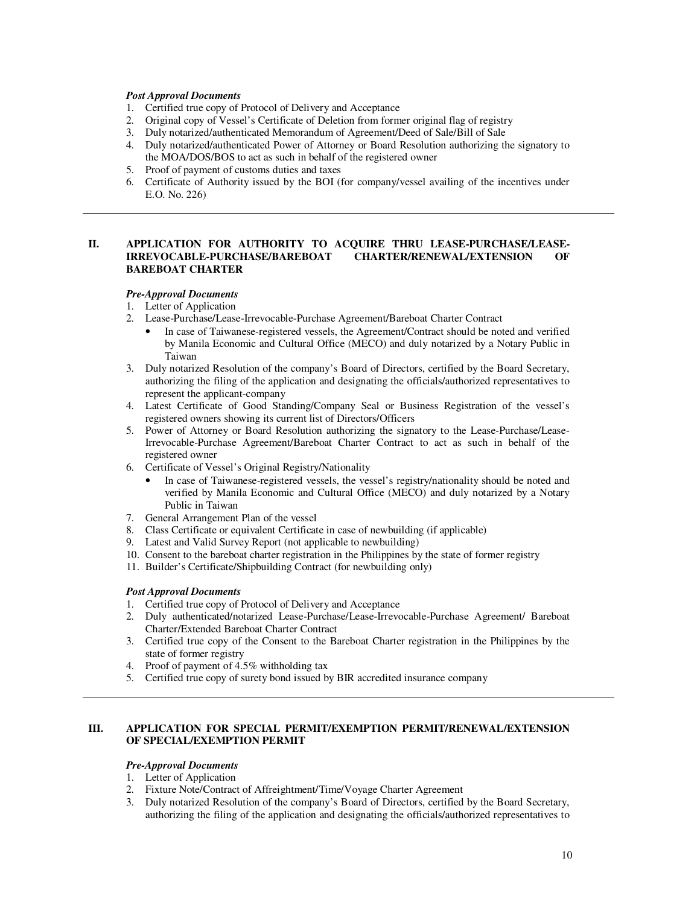*Post Approval Documents*

1. Certified true copy of Protocol of Delivery and Acceptance
2. Original copy of Vessel's Certificate of Deletion from former original flag of registry
3. Duly notarized/authenticated Memorandum of Agreement/Deed of Sale/Bill of Sale
4. Duly notarized/authenticated Power of Attorney or Board Resolution authorizing the signatory to the MOA/DOS/BOS to act as such in behalf of the registered owner
5. Proof of payment of customs duties and taxes
6. Certificate of Authority issued by the BOI (for company/vessel availing of the incentives under E.O. No. 226)

---

## II. APPLICATION FOR AUTHORITY TO ACQUIRE THRU LEASE-PURCHASE/LEASE-IRREVOCABLE-PURCHASE/BAREBOAT CHARTER/RENEWAL/EXTENSION OF BAREBOAT CHARTER

*Pre-Approval Documents*

1. Letter of Application
2. Lease-Purchase/Lease-Irrevocable-Purchase Agreement/Bareboat Charter Contract
   - In case of Taiwanese-registered vessels, the Agreement/Contract should be noted and verified by Manila Economic and Cultural Office (MECO) and duly notarized by a Notary Public in Taiwan
3. Duly notarized Resolution of the company's Board of Directors, certified by the Board Secretary, authorizing the filing of the application and designating the officials/authorized representatives to represent the applicant-company
4. Latest Certificate of Good Standing/Company Seal or Business Registration of the vessel's registered owners showing its current list of Directors/Officers
5. Power of Attorney or Board Resolution authorizing the signatory to the Lease-Purchase/Lease-Irrevocable-Purchase Agreement/Bareboat Charter Contract to act as such in behalf of the registered owner
6. Certificate of Vessel's Original Registry/Nationality
   - In case of Taiwanese-registered vessels, the vessel's registry/nationality should be noted and verified by Manila Economic and Cultural Office (MECO) and duly notarized by a Notary Public in Taiwan
7. General Arrangement Plan of the vessel
8. Class Certificate or equivalent Certificate in case of newbuilding (if applicable)
9. Latest and Valid Survey Report (not applicable to newbuilding)
10. Consent to the bareboat charter registration in the Philippines by the state of former registry
11. Builder's Certificate/Shipbuilding Contract (for newbuilding only)

*Post Approval Documents*

1. Certified true copy of Protocol of Delivery and Acceptance
2. Duly authenticated/notarized Lease-Purchase/Lease-Irrevocable-Purchase Agreement/ Bareboat Charter/Extended Bareboat Charter Contract
3. Certified true copy of the Consent to the Bareboat Charter registration in the Philippines by the state of former registry
4. Proof of payment of 4.5% withholding tax
5. Certified true copy of surety bond issued by BIR accredited insurance company

---

## III. APPLICATION FOR SPECIAL PERMIT/EXEMPTION PERMIT/RENEWAL/EXTENSION OF SPECIAL/EXEMPTION PERMIT

*Pre-Approval Documents*

1. Letter of Application
2. Fixture Note/Contract of Affreightment/Time/Voyage Charter Agreement
3. Duly notarized Resolution of the company's Board of Directors, certified by the Board Secretary, authorizing the filing of the application and designating the officials/authorized representatives to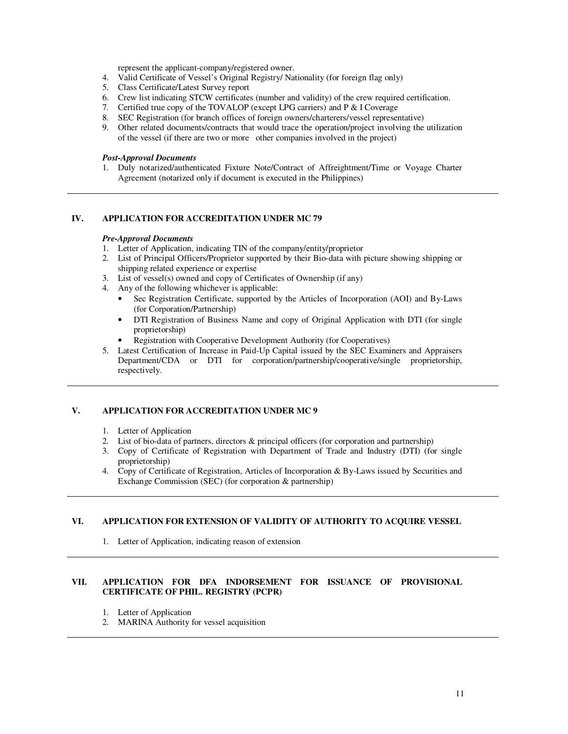represent the applicant-company/registered owner.

4. Valid Certificate of Vessel's Original Registry/ Nationality (for foreign flag only)
5. Class Certificate/Latest Survey report
6. Crew list indicating STCW certificates (number and validity) of the crew required certification.
7. Certified true copy of the TOVALOP (except LPG carriers) and P & I Coverage
8. SEC Registration (for branch offices of foreign owners/charterers/vessel representative)
9. Other related documents/contracts that would trace the operation/project involving the utilization of the vessel (if there are two or more other companies involved in the project)

***Post-Approval Documents***

1. Duly notarized/authenticated Fixture Note/Contract of Affreightment/Time or Voyage Charter Agreement (notarized only if document is executed in the Philippines)

---

## IV. APPLICATION FOR ACCREDITATION UNDER MC 79

***Pre-Approval Documents***

1. Letter of Application, indicating TIN of the company/entity/proprietor
2. List of Principal Officers/Proprietor supported by their Bio-data with picture showing shipping or shipping related experience or expertise
3. List of vessel(s) owned and copy of Certificates of Ownership (if any)
4. Any of the following whichever is applicable:
   - Sec Registration Certificate, supported by the Articles of Incorporation (AOI) and By-Laws (for Corporation/Partnership)
   - DTI Registration of Business Name and copy of Original Application with DTI (for single proprietorship)
   - Registration with Cooperative Development Authority (for Cooperatives)
5. Latest Certification of Increase in Paid-Up Capital issued by the SEC Examiners and Appraisers Department/CDA or DTI for corporation/partnership/cooperative/single proprietorship, respectively.

---

## V. APPLICATION FOR ACCREDITATION UNDER MC 9

1. Letter of Application
2. List of bio-data of partners, directors & principal officers (for corporation and partnership)
3. Copy of Certificate of Registration with Department of Trade and Industry (DTI) (for single proprietorship)
4. Copy of Certificate of Registration, Articles of Incorporation & By-Laws issued by Securities and Exchange Commission (SEC) (for corporation & partnership)

---

## VI. APPLICATION FOR EXTENSION OF VALIDITY OF AUTHORITY TO ACQUIRE VESSEL

1. Letter of Application, indicating reason of extension

---

## VII. APPLICATION FOR DFA INDORSEMENT FOR ISSUANCE OF PROVISIONAL CERTIFICATE OF PHIL. REGISTRY (PCPR)

1. Letter of Application
2. MARINA Authority for vessel acquisition

---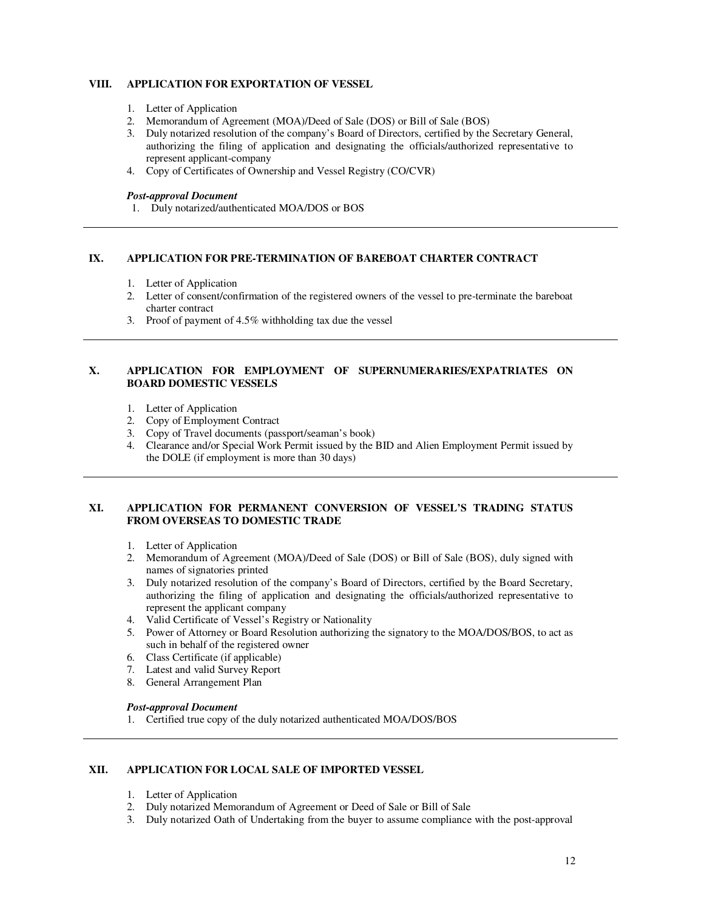## VIII. APPLICATION FOR EXPORTATION OF VESSEL

1. Letter of Application
2. Memorandum of Agreement (MOA)/Deed of Sale (DOS) or Bill of Sale (BOS)
3. Duly notarized resolution of the company's Board of Directors, certified by the Secretary General, authorizing the filing of application and designating the officials/authorized representative to represent applicant-company
4. Copy of Certificates of Ownership and Vessel Registry (CO/CVR)

***Post-approval Document***

1. Duly notarized/authenticated MOA/DOS or BOS

---

## IX. APPLICATION FOR PRE-TERMINATION OF BAREBOAT CHARTER CONTRACT

1. Letter of Application
2. Letter of consent/confirmation of the registered owners of the vessel to pre-terminate the bareboat charter contract
3. Proof of payment of 4.5% withholding tax due the vessel

---

## X. APPLICATION FOR EMPLOYMENT OF SUPERNUMERARIES/EXPATRIATES ON BOARD DOMESTIC VESSELS

1. Letter of Application
2. Copy of Employment Contract
3. Copy of Travel documents (passport/seaman's book)
4. Clearance and/or Special Work Permit issued by the BID and Alien Employment Permit issued by the DOLE (if employment is more than 30 days)

---

## XI. APPLICATION FOR PERMANENT CONVERSION OF VESSEL'S TRADING STATUS FROM OVERSEAS TO DOMESTIC TRADE

1. Letter of Application
2. Memorandum of Agreement (MOA)/Deed of Sale (DOS) or Bill of Sale (BOS), duly signed with names of signatories printed
3. Duly notarized resolution of the company's Board of Directors, certified by the Board Secretary, authorizing the filing of application and designating the officials/authorized representative to represent the applicant company
4. Valid Certificate of Vessel's Registry or Nationality
5. Power of Attorney or Board Resolution authorizing the signatory to the MOA/DOS/BOS, to act as such in behalf of the registered owner
6. Class Certificate (if applicable)
7. Latest and valid Survey Report
8. General Arrangement Plan

***Post-approval Document***

1. Certified true copy of the duly notarized authenticated MOA/DOS/BOS

---

## XII. APPLICATION FOR LOCAL SALE OF IMPORTED VESSEL

1. Letter of Application
2. Duly notarized Memorandum of Agreement or Deed of Sale or Bill of Sale
3. Duly notarized Oath of Undertaking from the buyer to assume compliance with the post-approval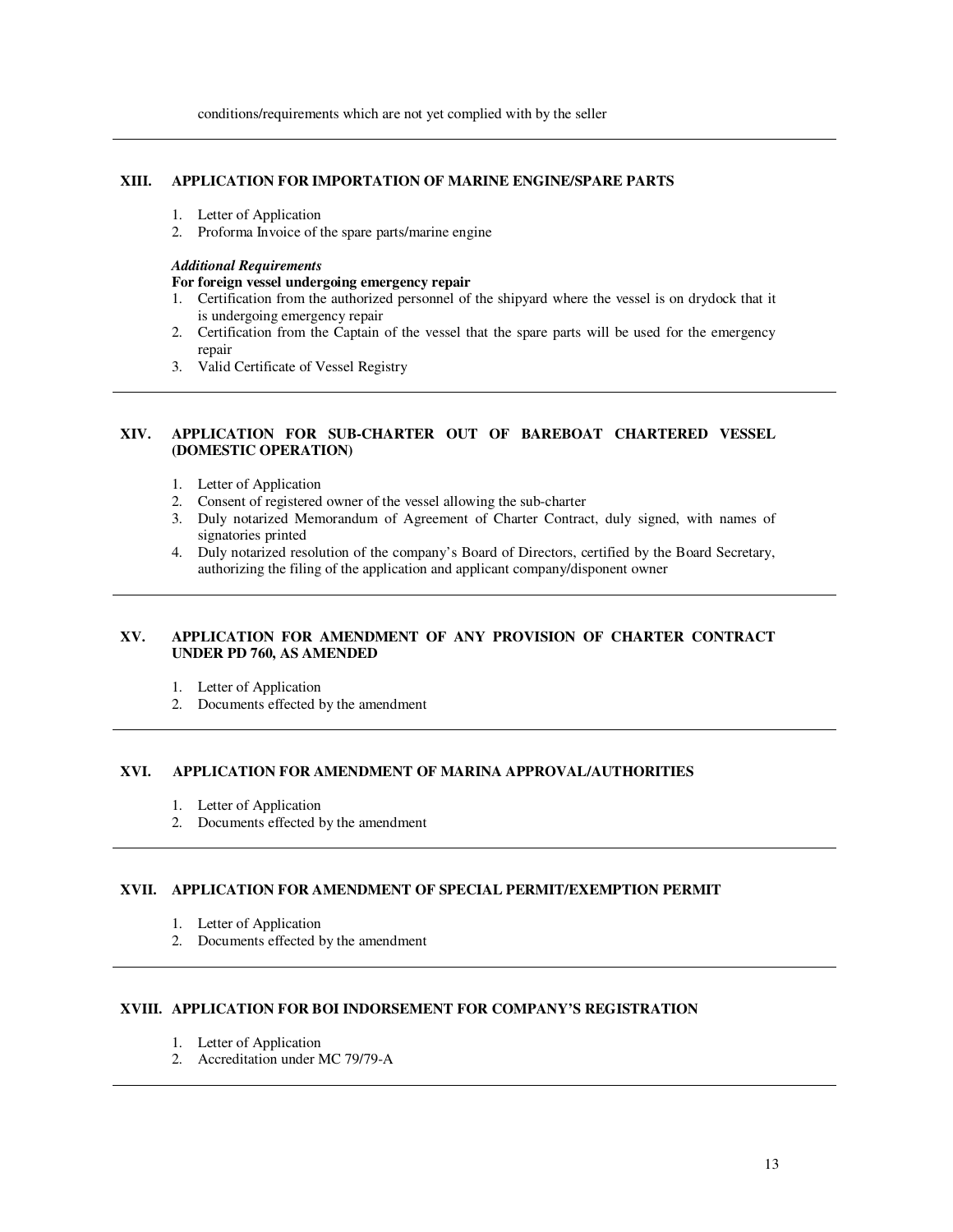conditions/requirements which are not yet complied with by the seller

---

## XIII. APPLICATION FOR IMPORTATION OF MARINE ENGINE/SPARE PARTS

1. Letter of Application
2. Proforma Invoice of the spare parts/marine engine

***Additional Requirements***

**For foreign vessel undergoing emergency repair**

1. Certification from the authorized personnel of the shipyard where the vessel is on drydock that it is undergoing emergency repair
2. Certification from the Captain of the vessel that the spare parts will be used for the emergency repair
3. Valid Certificate of Vessel Registry

---

## XIV. APPLICATION FOR SUB-CHARTER OUT OF BAREBOAT CHARTERED VESSEL (DOMESTIC OPERATION)

1. Letter of Application
2. Consent of registered owner of the vessel allowing the sub-charter
3. Duly notarized Memorandum of Agreement of Charter Contract, duly signed, with names of signatories printed
4. Duly notarized resolution of the company's Board of Directors, certified by the Board Secretary, authorizing the filing of the application and applicant company/disponent owner

---

## XV. APPLICATION FOR AMENDMENT OF ANY PROVISION OF CHARTER CONTRACT UNDER PD 760, AS AMENDED

1. Letter of Application
2. Documents effected by the amendment

---

## XVI. APPLICATION FOR AMENDMENT OF MARINA APPROVAL/AUTHORITIES

1. Letter of Application
2. Documents effected by the amendment

---

## XVII. APPLICATION FOR AMENDMENT OF SPECIAL PERMIT/EXEMPTION PERMIT

1. Letter of Application
2. Documents effected by the amendment

---

## XVIII. APPLICATION FOR BOI INDORSEMENT FOR COMPANY'S REGISTRATION

1. Letter of Application
2. Accreditation under MC 79/79-A

---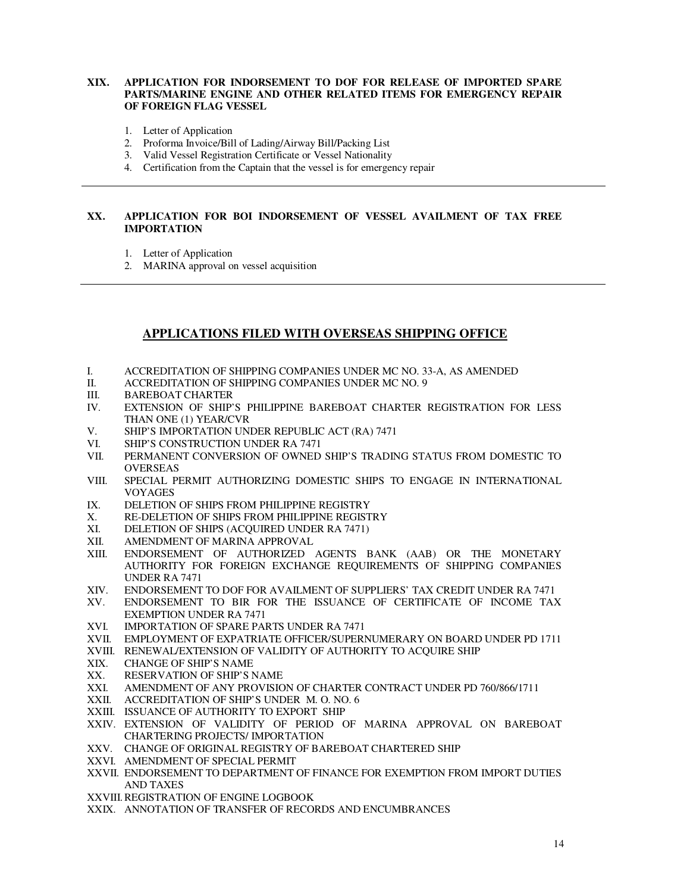### XIX. APPLICATION FOR INDORSEMENT TO DOF FOR RELEASE OF IMPORTED SPARE PARTS/MARINE ENGINE AND OTHER RELATED ITEMS FOR EMERGENCY REPAIR OF FOREIGN FLAG VESSEL

1. Letter of Application
2. Proforma Invoice/Bill of Lading/Airway Bill/Packing List
3. Valid Vessel Registration Certificate or Vessel Nationality
4. Certification from the Captain that the vessel is for emergency repair

---

### XX. APPLICATION FOR BOI INDORSEMENT OF VESSEL AVAILMENT OF TAX FREE IMPORTATION

1. Letter of Application
2. MARINA approval on vessel acquisition

---

## APPLICATIONS FILED WITH OVERSEAS SHIPPING OFFICE

I. ACCREDITATION OF SHIPPING COMPANIES UNDER MC NO. 33-A, AS AMENDED
II. ACCREDITATION OF SHIPPING COMPANIES UNDER MC NO. 9
III. BAREBOAT CHARTER
IV. EXTENSION OF SHIP'S PHILIPPINE BAREBOAT CHARTER REGISTRATION FOR LESS THAN ONE (1) YEAR/CVR
V. SHIP'S IMPORTATION UNDER REPUBLIC ACT (RA) 7471
VI. SHIP'S CONSTRUCTION UNDER RA 7471
VII. PERMANENT CONVERSION OF OWNED SHIP'S TRADING STATUS FROM DOMESTIC TO OVERSEAS
VIII. SPECIAL PERMIT AUTHORIZING DOMESTIC SHIPS TO ENGAGE IN INTERNATIONAL VOYAGES
IX. DELETION OF SHIPS FROM PHILIPPINE REGISTRY
X. RE-DELETION OF SHIPS FROM PHILIPPINE REGISTRY
XI. DELETION OF SHIPS (ACQUIRED UNDER RA 7471)
XII. AMENDMENT OF MARINA APPROVAL
XIII. ENDORSEMENT OF AUTHORIZED AGENTS BANK (AAB) OR THE MONETARY AUTHORITY FOR FOREIGN EXCHANGE REQUIREMENTS OF SHIPPING COMPANIES UNDER RA 7471
XIV. ENDORSEMENT TO DOF FOR AVAILMENT OF SUPPLIERS' TAX CREDIT UNDER RA 7471
XV. ENDORSEMENT TO BIR FOR THE ISSUANCE OF CERTIFICATE OF INCOME TAX EXEMPTION UNDER RA 7471
XVI. IMPORTATION OF SPARE PARTS UNDER RA 7471
XVII. EMPLOYMENT OF EXPATRIATE OFFICER/SUPERNUMERARY ON BOARD UNDER PD 1711
XVIII. RENEWAL/EXTENSION OF VALIDITY OF AUTHORITY TO ACQUIRE SHIP
XIX. CHANGE OF SHIP'S NAME
XX. RESERVATION OF SHIP'S NAME
XXI. AMENDMENT OF ANY PROVISION OF CHARTER CONTRACT UNDER PD 760/866/1711
XXII. ACCREDITATION OF SHIP'S UNDER M. O. NO. 6
XXIII. ISSUANCE OF AUTHORITY TO EXPORT SHIP
XXIV. EXTENSION OF VALIDITY OF PERIOD OF MARINA APPROVAL ON BAREBOAT CHARTERING PROJECTS/ IMPORTATION
XXV. CHANGE OF ORIGINAL REGISTRY OF BAREBOAT CHARTERED SHIP
XXVI. AMENDMENT OF SPECIAL PERMIT
XXVII. ENDORSEMENT TO DEPARTMENT OF FINANCE FOR EXEMPTION FROM IMPORT DUTIES AND TAXES
XXVIII. REGISTRATION OF ENGINE LOGBOOK
XXIX. ANNOTATION OF TRANSFER OF RECORDS AND ENCUMBRANCES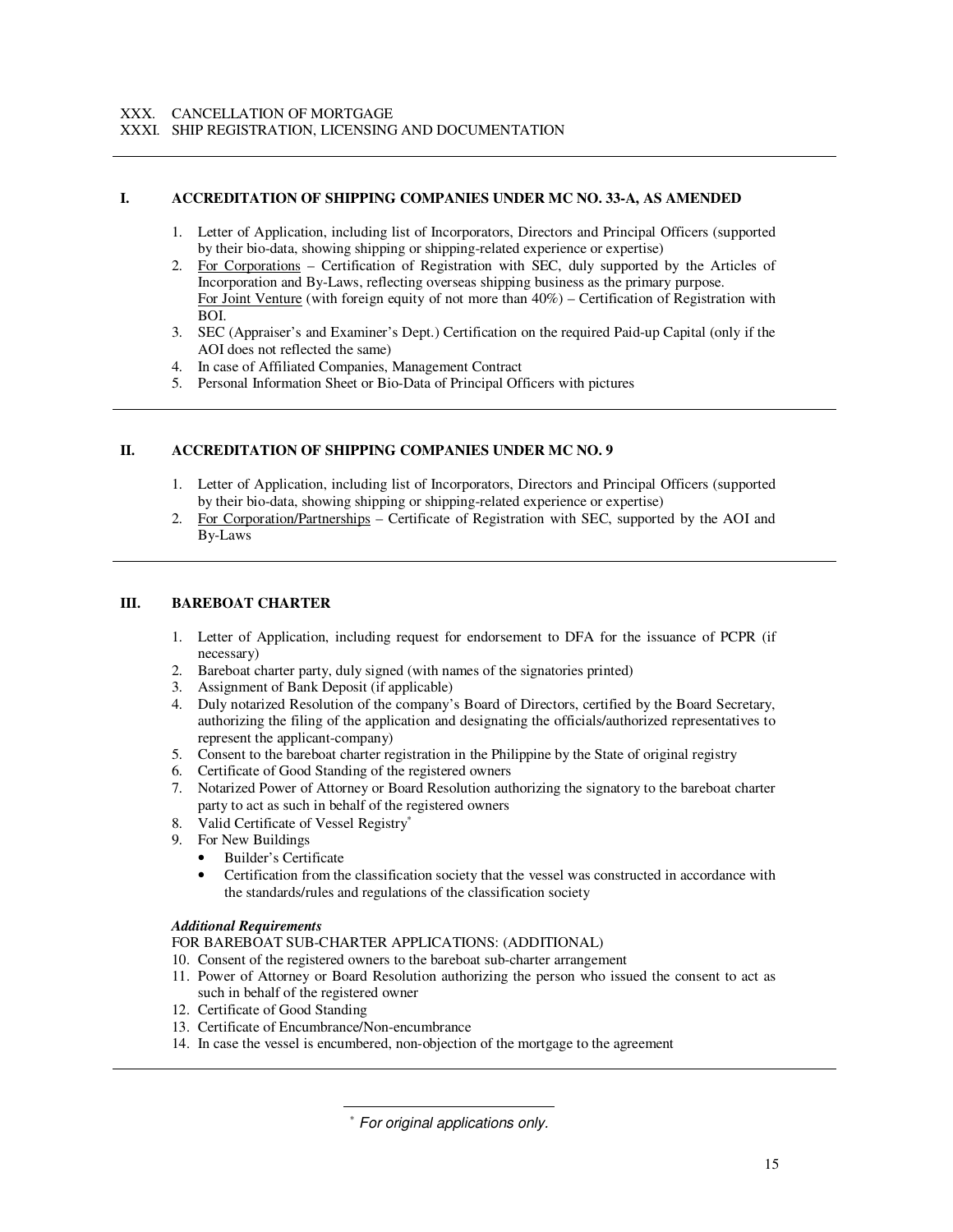XXX. CANCELLATION OF MORTGAGE
XXXI. SHIP REGISTRATION, LICENSING AND DOCUMENTATION

---

## I. ACCREDITATION OF SHIPPING COMPANIES UNDER MC NO. 33-A, AS AMENDED

1. Letter of Application, including list of Incorporators, Directors and Principal Officers (supported by their bio-data, showing shipping or shipping-related experience or expertise)
2. For Corporations – Certification of Registration with SEC, duly supported by the Articles of Incorporation and By-Laws, reflecting overseas shipping business as the primary purpose.
   For Joint Venture (with foreign equity of not more than 40%) – Certification of Registration with BOI.
3. SEC (Appraiser's and Examiner's Dept.) Certification on the required Paid-up Capital (only if the AOI does not reflected the same)
4. In case of Affiliated Companies, Management Contract
5. Personal Information Sheet or Bio-Data of Principal Officers with pictures

---

## II. ACCREDITATION OF SHIPPING COMPANIES UNDER MC NO. 9

1. Letter of Application, including list of Incorporators, Directors and Principal Officers (supported by their bio-data, showing shipping or shipping-related experience or expertise)
2. For Corporation/Partnerships – Certificate of Registration with SEC, supported by the AOI and By-Laws

---

## III. BAREBOAT CHARTER

1. Letter of Application, including request for endorsement to DFA for the issuance of PCPR (if necessary)
2. Bareboat charter party, duly signed (with names of the signatories printed)
3. Assignment of Bank Deposit (if applicable)
4. Duly notarized Resolution of the company's Board of Directors, certified by the Board Secretary, authorizing the filing of the application and designating the officials/authorized representatives to represent the applicant-company)
5. Consent to the bareboat charter registration in the Philippine by the State of original registry
6. Certificate of Good Standing of the registered owners
7. Notarized Power of Attorney or Board Resolution authorizing the signatory to the bareboat charter party to act as such in behalf of the registered owners
8. Valid Certificate of Vessel Registry*
9. For New Buildings
   - Builder's Certificate
   - Certification from the classification society that the vessel was constructed in accordance with the standards/rules and regulations of the classification society

***Additional Requirements***

FOR BAREBOAT SUB-CHARTER APPLICATIONS: (ADDITIONAL)

10. Consent of the registered owners to the bareboat sub-charter arrangement
11. Power of Attorney or Board Resolution authorizing the person who issued the consent to act as such in behalf of the registered owner
12. Certificate of Good Standing
13. Certificate of Encumbrance/Non-encumbrance
14. In case the vessel is encumbered, non-objection of the mortgage to the agreement

---

\* *For original applications only.*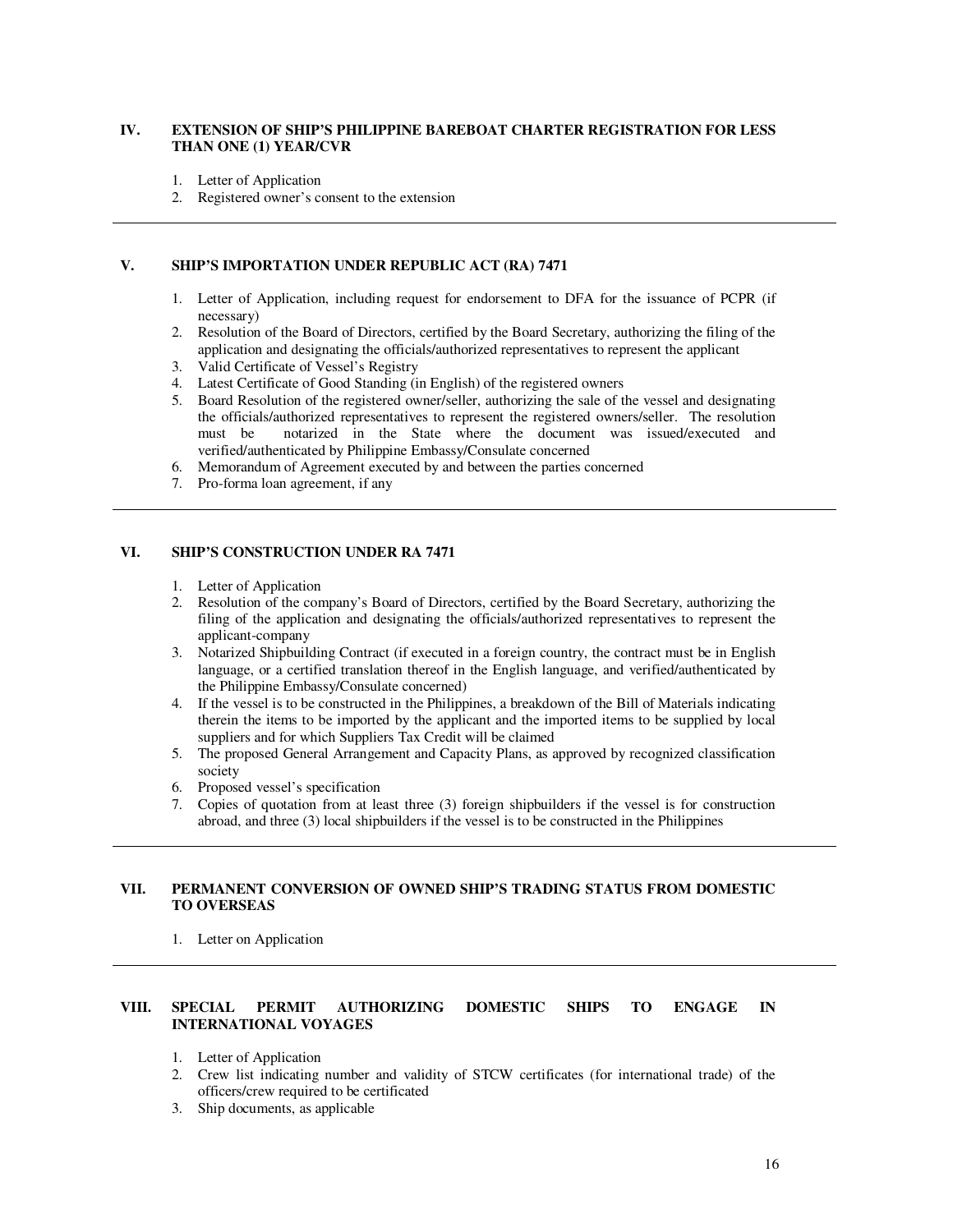## IV. EXTENSION OF SHIP'S PHILIPPINE BAREBOAT CHARTER REGISTRATION FOR LESS THAN ONE (1) YEAR/CVR

1. Letter of Application
2. Registered owner's consent to the extension

---

## V. SHIP'S IMPORTATION UNDER REPUBLIC ACT (RA) 7471

1. Letter of Application, including request for endorsement to DFA for the issuance of PCPR (if necessary)
2. Resolution of the Board of Directors, certified by the Board Secretary, authorizing the filing of the application and designating the officials/authorized representatives to represent the applicant
3. Valid Certificate of Vessel's Registry
4. Latest Certificate of Good Standing (in English) of the registered owners
5. Board Resolution of the registered owner/seller, authorizing the sale of the vessel and designating the officials/authorized representatives to represent the registered owners/seller. The resolution must be notarized in the State where the document was issued/executed and verified/authenticated by Philippine Embassy/Consulate concerned
6. Memorandum of Agreement executed by and between the parties concerned
7. Pro-forma loan agreement, if any

---

## VI. SHIP'S CONSTRUCTION UNDER RA 7471

1. Letter of Application
2. Resolution of the company's Board of Directors, certified by the Board Secretary, authorizing the filing of the application and designating the officials/authorized representatives to represent the applicant-company
3. Notarized Shipbuilding Contract (if executed in a foreign country, the contract must be in English language, or a certified translation thereof in the English language, and verified/authenticated by the Philippine Embassy/Consulate concerned)
4. If the vessel is to be constructed in the Philippines, a breakdown of the Bill of Materials indicating therein the items to be imported by the applicant and the imported items to be supplied by local suppliers and for which Suppliers Tax Credit will be claimed
5. The proposed General Arrangement and Capacity Plans, as approved by recognized classification society
6. Proposed vessel's specification
7. Copies of quotation from at least three (3) foreign shipbuilders if the vessel is for construction abroad, and three (3) local shipbuilders if the vessel is to be constructed in the Philippines

---

## VII. PERMANENT CONVERSION OF OWNED SHIP'S TRADING STATUS FROM DOMESTIC TO OVERSEAS

1. Letter on Application

---

## VIII. SPECIAL PERMIT AUTHORIZING DOMESTIC SHIPS TO ENGAGE IN INTERNATIONAL VOYAGES

1. Letter of Application
2. Crew list indicating number and validity of STCW certificates (for international trade) of the officers/crew required to be certificated
3. Ship documents, as applicable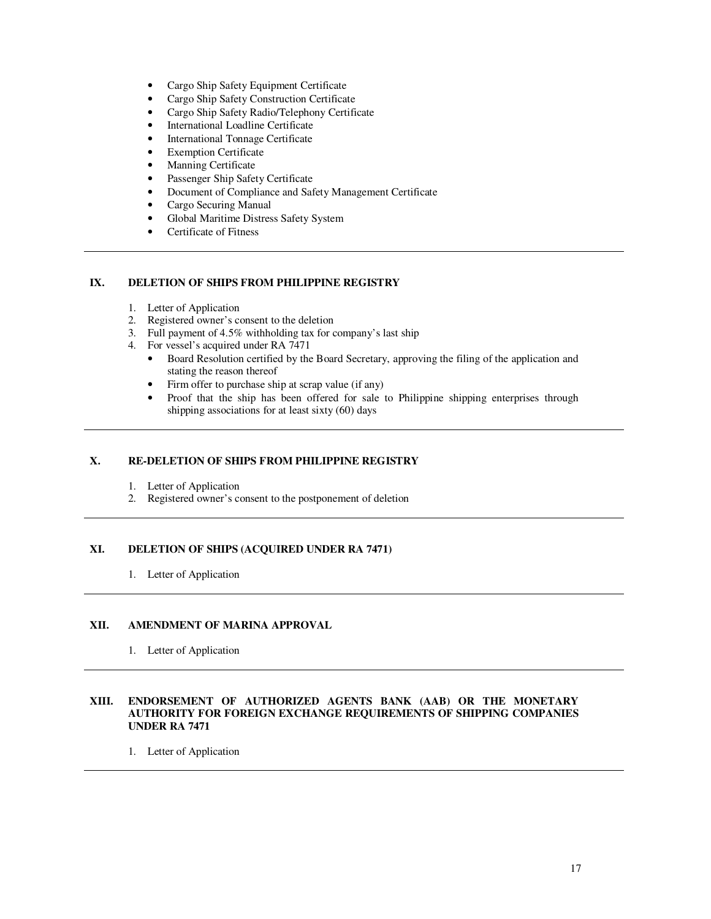- Cargo Ship Safety Equipment Certificate
- Cargo Ship Safety Construction Certificate
- Cargo Ship Safety Radio/Telephony Certificate
- International Loadline Certificate
- International Tonnage Certificate
- Exemption Certificate
- Manning Certificate
- Passenger Ship Safety Certificate
- Document of Compliance and Safety Management Certificate
- Cargo Securing Manual
- Global Maritime Distress Safety System
- Certificate of Fitness

---

## IX. DELETION OF SHIPS FROM PHILIPPINE REGISTRY

1. Letter of Application
2. Registered owner's consent to the deletion
3. Full payment of 4.5% withholding tax for company's last ship
4. For vessel's acquired under RA 7471
   - Board Resolution certified by the Board Secretary, approving the filing of the application and stating the reason thereof
   - Firm offer to purchase ship at scrap value (if any)
   - Proof that the ship has been offered for sale to Philippine shipping enterprises through shipping associations for at least sixty (60) days

---

## X. RE-DELETION OF SHIPS FROM PHILIPPINE REGISTRY

1. Letter of Application
2. Registered owner's consent to the postponement of deletion

---

## XI. DELETION OF SHIPS (ACQUIRED UNDER RA 7471)

1. Letter of Application

---

## XII. AMENDMENT OF MARINA APPROVAL

1. Letter of Application

---

## XIII. ENDORSEMENT OF AUTHORIZED AGENTS BANK (AAB) OR THE MONETARY AUTHORITY FOR FOREIGN EXCHANGE REQUIREMENTS OF SHIPPING COMPANIES UNDER RA 7471

1. Letter of Application

---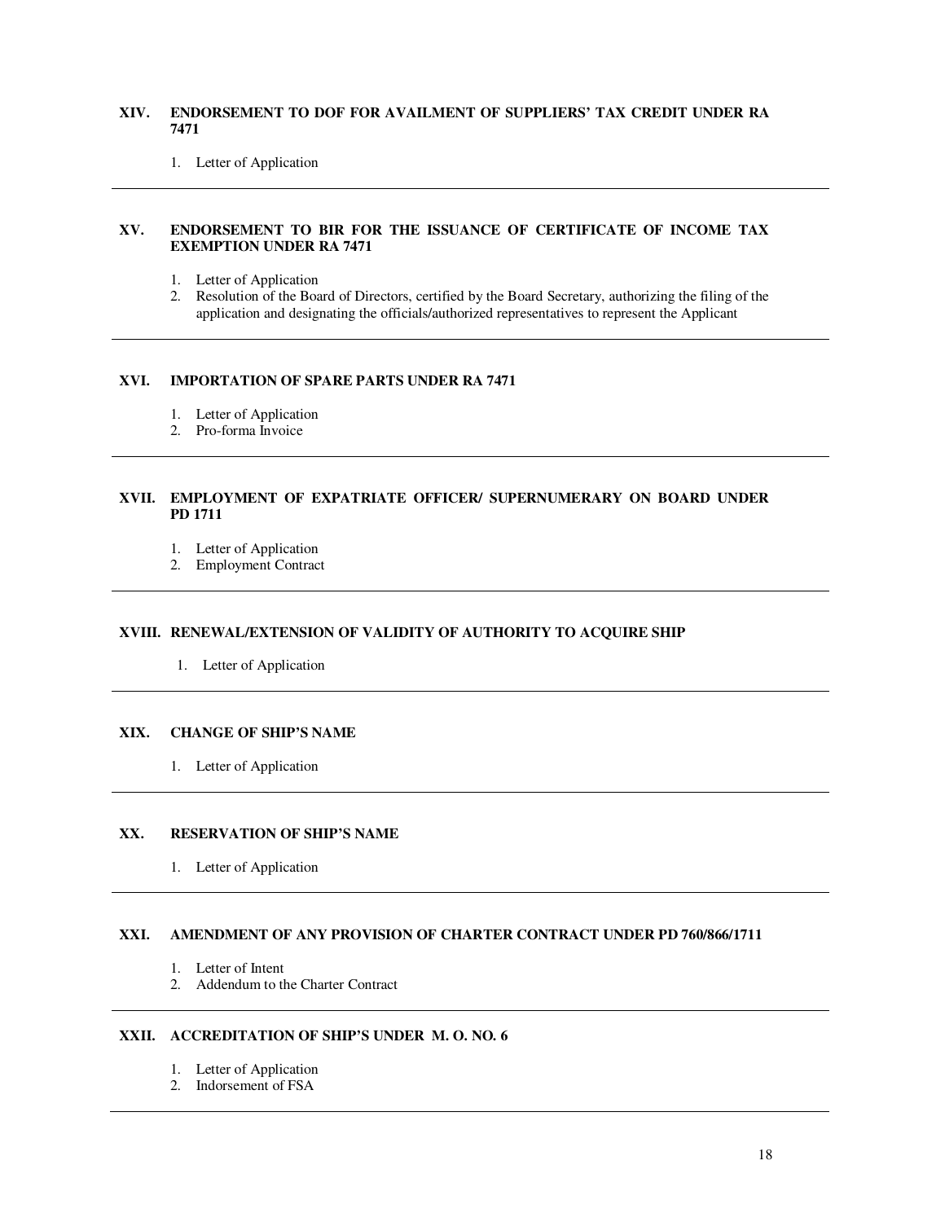### XIV. ENDORSEMENT TO DOF FOR AVAILMENT OF SUPPLIERS' TAX CREDIT UNDER RA 7471

1. Letter of Application

---

### XV. ENDORSEMENT TO BIR FOR THE ISSUANCE OF CERTIFICATE OF INCOME TAX EXEMPTION UNDER RA 7471

1. Letter of Application
2. Resolution of the Board of Directors, certified by the Board Secretary, authorizing the filing of the application and designating the officials/authorized representatives to represent the Applicant

---

### XVI. IMPORTATION OF SPARE PARTS UNDER RA 7471

1. Letter of Application
2. Pro-forma Invoice

---

### XVII. EMPLOYMENT OF EXPATRIATE OFFICER/ SUPERNUMERARY ON BOARD UNDER PD 1711

1. Letter of Application
2. Employment Contract

---

### XVIII. RENEWAL/EXTENSION OF VALIDITY OF AUTHORITY TO ACQUIRE SHIP

1. Letter of Application

---

### XIX. CHANGE OF SHIP'S NAME

1. Letter of Application

---

### XX. RESERVATION OF SHIP'S NAME

1. Letter of Application

---

### XXI. AMENDMENT OF ANY PROVISION OF CHARTER CONTRACT UNDER PD 760/866/1711

1. Letter of Intent
2. Addendum to the Charter Contract

---

### XXII. ACCREDITATION OF SHIP'S UNDER M. O. NO. 6

1. Letter of Application
2. Indorsement of FSA

---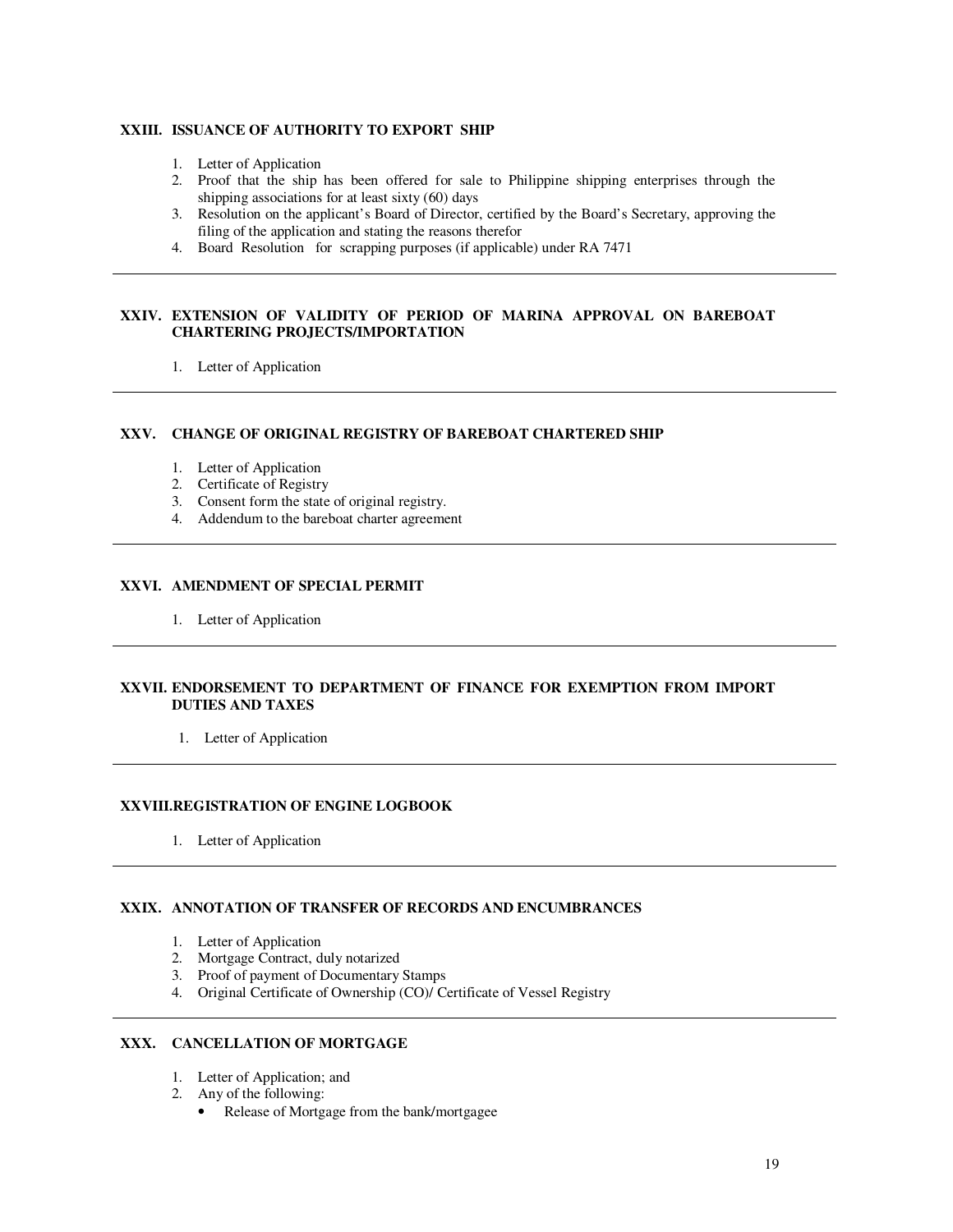### XXIII. ISSUANCE OF AUTHORITY TO EXPORT SHIP

1. Letter of Application
2. Proof that the ship has been offered for sale to Philippine shipping enterprises through the shipping associations for at least sixty (60) days
3. Resolution on the applicant's Board of Director, certified by the Board's Secretary, approving the filing of the application and stating the reasons therefor
4. Board Resolution for scrapping purposes (if applicable) under RA 7471

---

### XXIV. EXTENSION OF VALIDITY OF PERIOD OF MARINA APPROVAL ON BAREBOAT CHARTERING PROJECTS/IMPORTATION

1. Letter of Application

---

### XXV. CHANGE OF ORIGINAL REGISTRY OF BAREBOAT CHARTERED SHIP

1. Letter of Application
2. Certificate of Registry
3. Consent form the state of original registry.
4. Addendum to the bareboat charter agreement

---

### XXVI. AMENDMENT OF SPECIAL PERMIT

1. Letter of Application

---

### XXVII. ENDORSEMENT TO DEPARTMENT OF FINANCE FOR EXEMPTION FROM IMPORT DUTIES AND TAXES

1. Letter of Application

---

### XXVIII. REGISTRATION OF ENGINE LOGBOOK

1. Letter of Application

---

### XXIX. ANNOTATION OF TRANSFER OF RECORDS AND ENCUMBRANCES

1. Letter of Application
2. Mortgage Contract, duly notarized
3. Proof of payment of Documentary Stamps
4. Original Certificate of Ownership (CO)/ Certificate of Vessel Registry

---

### XXX. CANCELLATION OF MORTGAGE

1. Letter of Application; and
2. Any of the following:
   - Release of Mortgage from the bank/mortgagee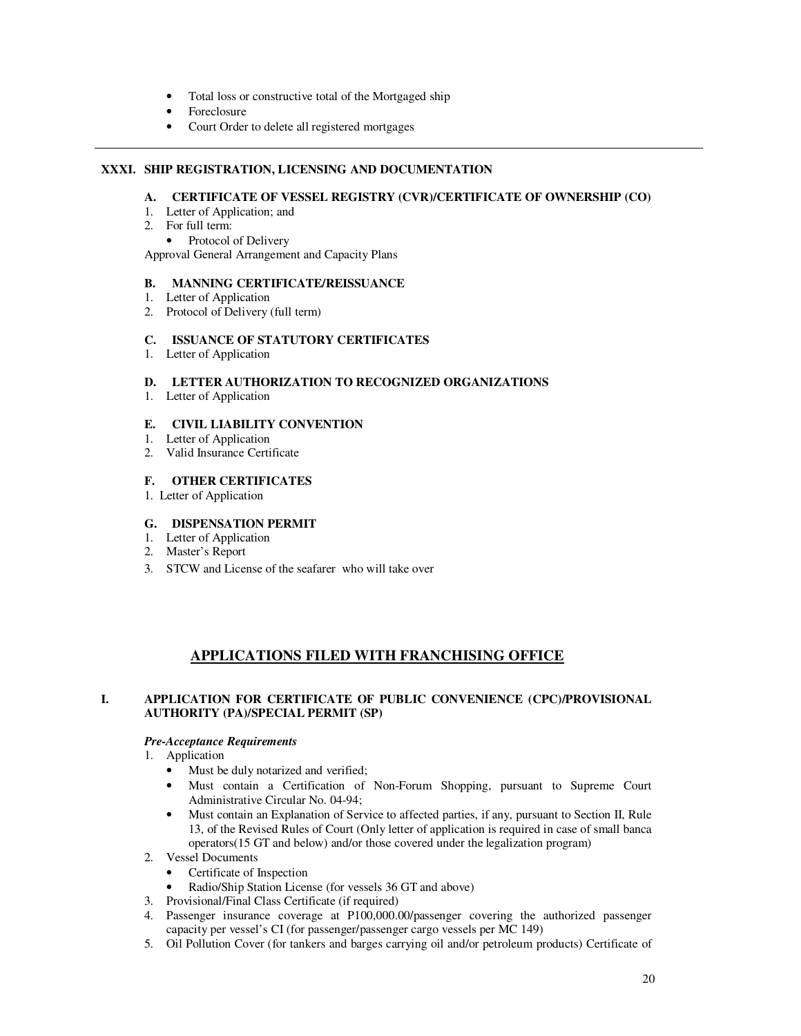- Total loss or constructive total of the Mortgaged ship
- Foreclosure
- Court Order to delete all registered mortgages

---

### XXXI. SHIP REGISTRATION, LICENSING AND DOCUMENTATION

**A. CERTIFICATE OF VESSEL REGISTRY (CVR)/CERTIFICATE OF OWNERSHIP (CO)**

1. Letter of Application; and
2. For full term:
   - Protocol of Delivery

Approval General Arrangement and Capacity Plans

**B. MANNING CERTIFICATE/REISSUANCE**

1. Letter of Application
2. Protocol of Delivery (full term)

**C. ISSUANCE OF STATUTORY CERTIFICATES**

1. Letter of Application

**D. LETTER AUTHORIZATION TO RECOGNIZED ORGANIZATIONS**

1. Letter of Application

**E. CIVIL LIABILITY CONVENTION**

1. Letter of Application
2. Valid Insurance Certificate

**F. OTHER CERTIFICATES**

1. Letter of Application

**G. DISPENSATION PERMIT**

1. Letter of Application
2. Master's Report
3. STCW and License of the seafarer who will take over

## APPLICATIONS FILED WITH FRANCHISING OFFICE

### I. APPLICATION FOR CERTIFICATE OF PUBLIC CONVENIENCE (CPC)/PROVISIONAL AUTHORITY (PA)/SPECIAL PERMIT (SP)

***Pre-Acceptance Requirements***

1. Application
   - Must be duly notarized and verified;
   - Must contain a Certification of Non-Forum Shopping, pursuant to Supreme Court Administrative Circular No. 04-94;
   - Must contain an Explanation of Service to affected parties, if any, pursuant to Section II, Rule 13, of the Revised Rules of Court (Only letter of application is required in case of small banca operators(15 GT and below) and/or those covered under the legalization program)
2. Vessel Documents
   - Certificate of Inspection
   - Radio/Ship Station License (for vessels 36 GT and above)
3. Provisional/Final Class Certificate (if required)
4. Passenger insurance coverage at P100,000.00/passenger covering the authorized passenger capacity per vessel's CI (for passenger/passenger cargo vessels per MC 149)
5. Oil Pollution Cover (for tankers and barges carrying oil and/or petroleum products) Certificate of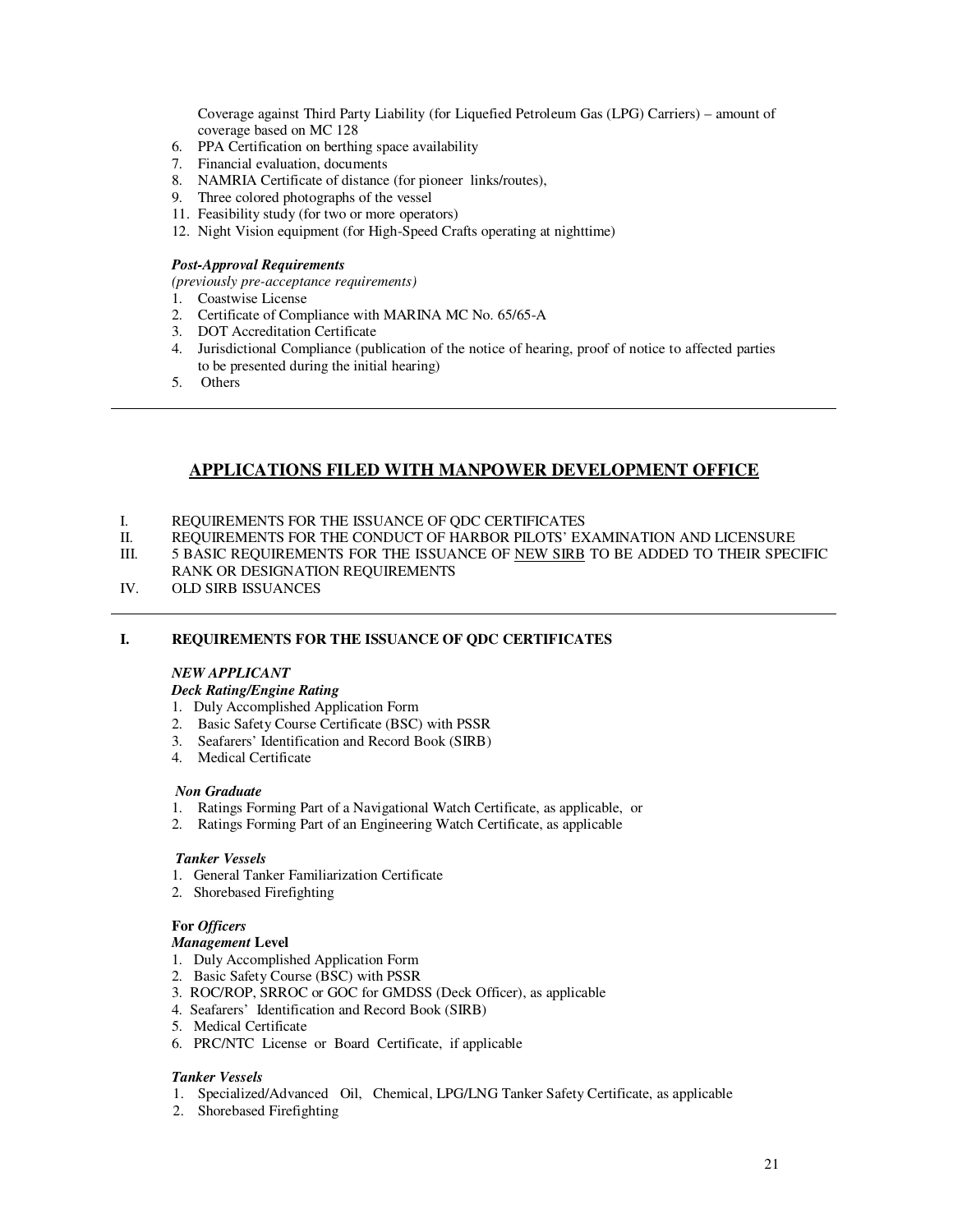Coverage against Third Party Liability (for Liquefied Petroleum Gas (LPG) Carriers) – amount of coverage based on MC 128

6. PPA Certification on berthing space availability
7. Financial evaluation, documents
8. NAMRIA Certificate of distance (for pioneer links/routes),
9. Three colored photographs of the vessel
11. Feasibility study (for two or more operators)
12. Night Vision equipment (for High-Speed Crafts operating at nighttime)

***Post-Approval Requirements***
*(previously pre-acceptance requirements)*

1. Coastwise License
2. Certificate of Compliance with MARINA MC No. 65/65-A
3. DOT Accreditation Certificate
4. Jurisdictional Compliance (publication of the notice of hearing, proof of notice to affected parties to be presented during the initial hearing)
5. Others

---

## APPLICATIONS FILED WITH MANPOWER DEVELOPMENT OFFICE

I. REQUIREMENTS FOR THE ISSUANCE OF QDC CERTIFICATES
II. REQUIREMENTS FOR THE CONDUCT OF HARBOR PILOTS' EXAMINATION AND LICENSURE
III. 5 BASIC REQUIREMENTS FOR THE ISSUANCE OF NEW SIRB TO BE ADDED TO THEIR SPECIFIC RANK OR DESIGNATION REQUIREMENTS
IV. OLD SIRB ISSUANCES

---

### I. REQUIREMENTS FOR THE ISSUANCE OF QDC CERTIFICATES

***NEW APPLICANT***
***Deck Rating/Engine Rating***

1. Duly Accomplished Application Form
2. Basic Safety Course Certificate (BSC) with PSSR
3. Seafarers' Identification and Record Book (SIRB)
4. Medical Certificate

***Non Graduate***

1. Ratings Forming Part of a Navigational Watch Certificate, as applicable, or
2. Ratings Forming Part of an Engineering Watch Certificate, as applicable

***Tanker Vessels***

1. General Tanker Familiarization Certificate
2. Shorebased Firefighting

**For *Officers***
***Management* Level**

1. Duly Accomplished Application Form
2. Basic Safety Course (BSC) with PSSR
3. ROC/ROP, SRROC or GOC for GMDSS (Deck Officer), as applicable
4. Seafarers' Identification and Record Book (SIRB)
5. Medical Certificate
6. PRC/NTC License or Board Certificate, if applicable

***Tanker Vessels***

1. Specialized/Advanced Oil, Chemical, LPG/LNG Tanker Safety Certificate, as applicable
2. Shorebased Firefighting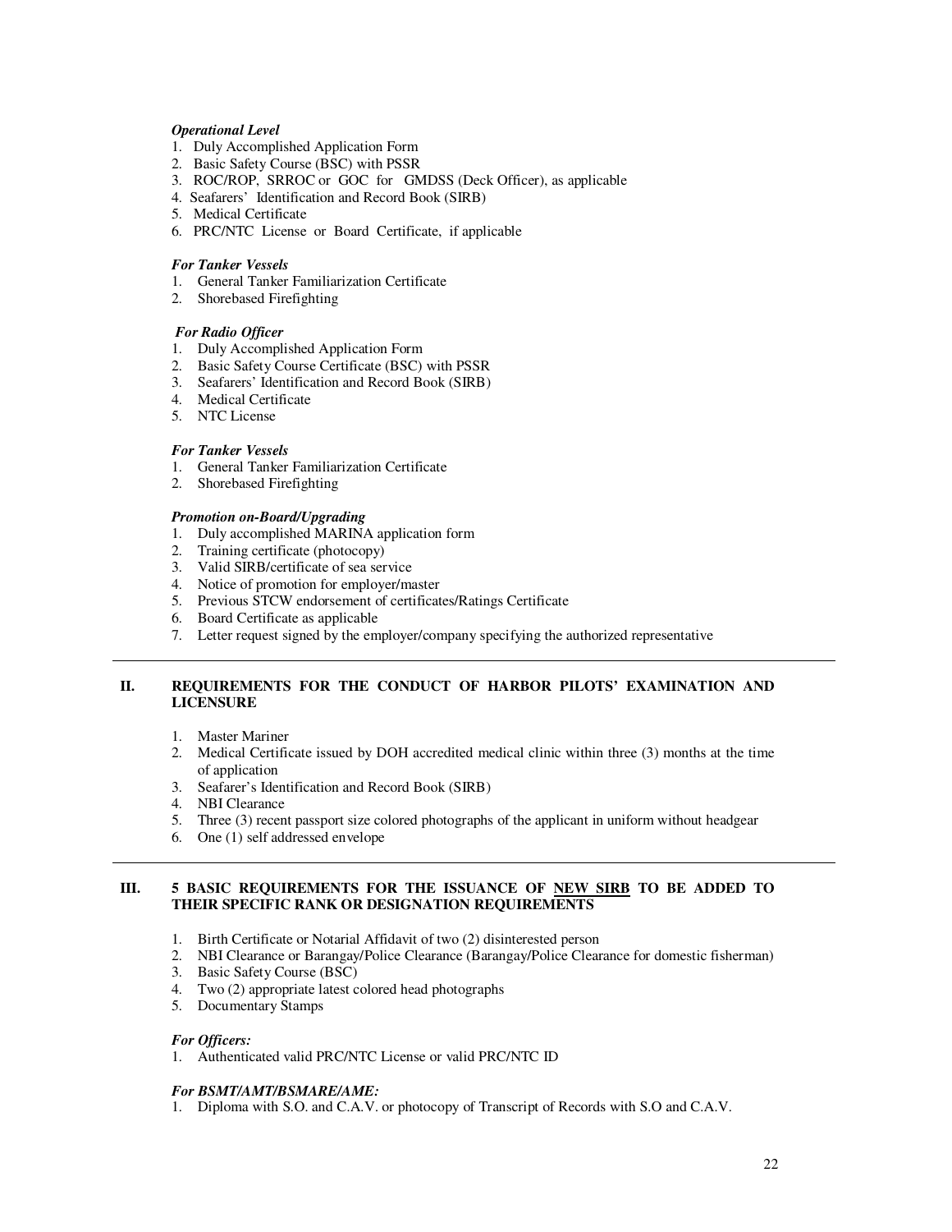*Operational Level*
1. Duly Accomplished Application Form
2. Basic Safety Course (BSC) with PSSR
3. ROC/ROP, SRROC or GOC for GMDSS (Deck Officer), as applicable
4. Seafarers' Identification and Record Book (SIRB)
5. Medical Certificate
6. PRC/NTC License or Board Certificate, if applicable

*For Tanker Vessels*
1. General Tanker Familiarization Certificate
2. Shorebased Firefighting

*For Radio Officer*
1. Duly Accomplished Application Form
2. Basic Safety Course Certificate (BSC) with PSSR
3. Seafarers' Identification and Record Book (SIRB)
4. Medical Certificate
5. NTC License

*For Tanker Vessels*
1. General Tanker Familiarization Certificate
2. Shorebased Firefighting

*Promotion on-Board/Upgrading*
1. Duly accomplished MARINA application form
2. Training certificate (photocopy)
3. Valid SIRB/certificate of sea service
4. Notice of promotion for employer/master
5. Previous STCW endorsement of certificates/Ratings Certificate
6. Board Certificate as applicable
7. Letter request signed by the employer/company specifying the authorized representative

---

## II. REQUIREMENTS FOR THE CONDUCT OF HARBOR PILOTS' EXAMINATION AND LICENSURE

1. Master Mariner
2. Medical Certificate issued by DOH accredited medical clinic within three (3) months at the time of application
3. Seafarer's Identification and Record Book (SIRB)
4. NBI Clearance
5. Three (3) recent passport size colored photographs of the applicant in uniform without headgear
6. One (1) self addressed envelope

---

## III. 5 BASIC REQUIREMENTS FOR THE ISSUANCE OF NEW SIRB TO BE ADDED TO THEIR SPECIFIC RANK OR DESIGNATION REQUIREMENTS

1. Birth Certificate or Notarial Affidavit of two (2) disinterested person
2. NBI Clearance or Barangay/Police Clearance (Barangay/Police Clearance for domestic fisherman)
3. Basic Safety Course (BSC)
4. Two (2) appropriate latest colored head photographs
5. Documentary Stamps

*For Officers:*
1. Authenticated valid PRC/NTC License or valid PRC/NTC ID

*For BSMT/AMT/BSMARE/AME:*
1. Diploma with S.O. and C.A.V. or photocopy of Transcript of Records with S.O and C.A.V.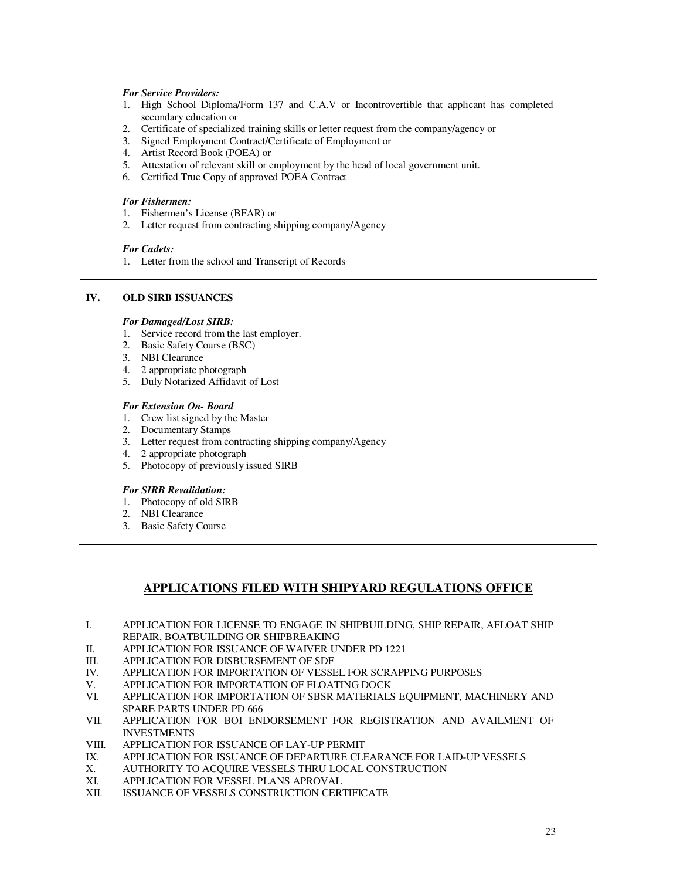***For Service Providers:***

1. High School Diploma/Form 137 and C.A.V or Incontrovertible that applicant has completed secondary education or
2. Certificate of specialized training skills or letter request from the company/agency or
3. Signed Employment Contract/Certificate of Employment or
4. Artist Record Book (POEA) or
5. Attestation of relevant skill or employment by the head of local government unit.
6. Certified True Copy of approved POEA Contract

***For Fishermen:***

1. Fishermen's License (BFAR) or
2. Letter request from contracting shipping company/Agency

***For Cadets:***

1. Letter from the school and Transcript of Records

---

**IV. OLD SIRB ISSUANCES**

***For Damaged/Lost SIRB:***

1. Service record from the last employer.
2. Basic Safety Course (BSC)
3. NBI Clearance
4. 2 appropriate photograph
5. Duly Notarized Affidavit of Lost

***For Extension On- Board***

1. Crew list signed by the Master
2. Documentary Stamps
3. Letter request from contracting shipping company/Agency
4. 2 appropriate photograph
5. Photocopy of previously issued SIRB

***For SIRB Revalidation:***

1. Photocopy of old SIRB
2. NBI Clearance
3. Basic Safety Course

---

## APPLICATIONS FILED WITH SHIPYARD REGULATIONS OFFICE

I. APPLICATION FOR LICENSE TO ENGAGE IN SHIPBUILDING, SHIP REPAIR, AFLOAT SHIP REPAIR, BOATBUILDING OR SHIPBREAKING
II. APPLICATION FOR ISSUANCE OF WAIVER UNDER PD 1221
III. APPLICATION FOR DISBURSEMENT OF SDF
IV. APPLICATION FOR IMPORTATION OF VESSEL FOR SCRAPPING PURPOSES
V. APPLICATION FOR IMPORTATION OF FLOATING DOCK
VI. APPLICATION FOR IMPORTATION OF SBSR MATERIALS EQUIPMENT, MACHINERY AND SPARE PARTS UNDER PD 666
VII. APPLICATION FOR BOI ENDORSEMENT FOR REGISTRATION AND AVAILMENT OF INVESTMENTS
VIII. APPLICATION FOR ISSUANCE OF LAY-UP PERMIT
IX. APPLICATION FOR ISSUANCE OF DEPARTURE CLEARANCE FOR LAID-UP VESSELS
X. AUTHORITY TO ACQUIRE VESSELS THRU LOCAL CONSTRUCTION
XI. APPLICATION FOR VESSEL PLANS APROVAL
XII. ISSUANCE OF VESSELS CONSTRUCTION CERTIFICATE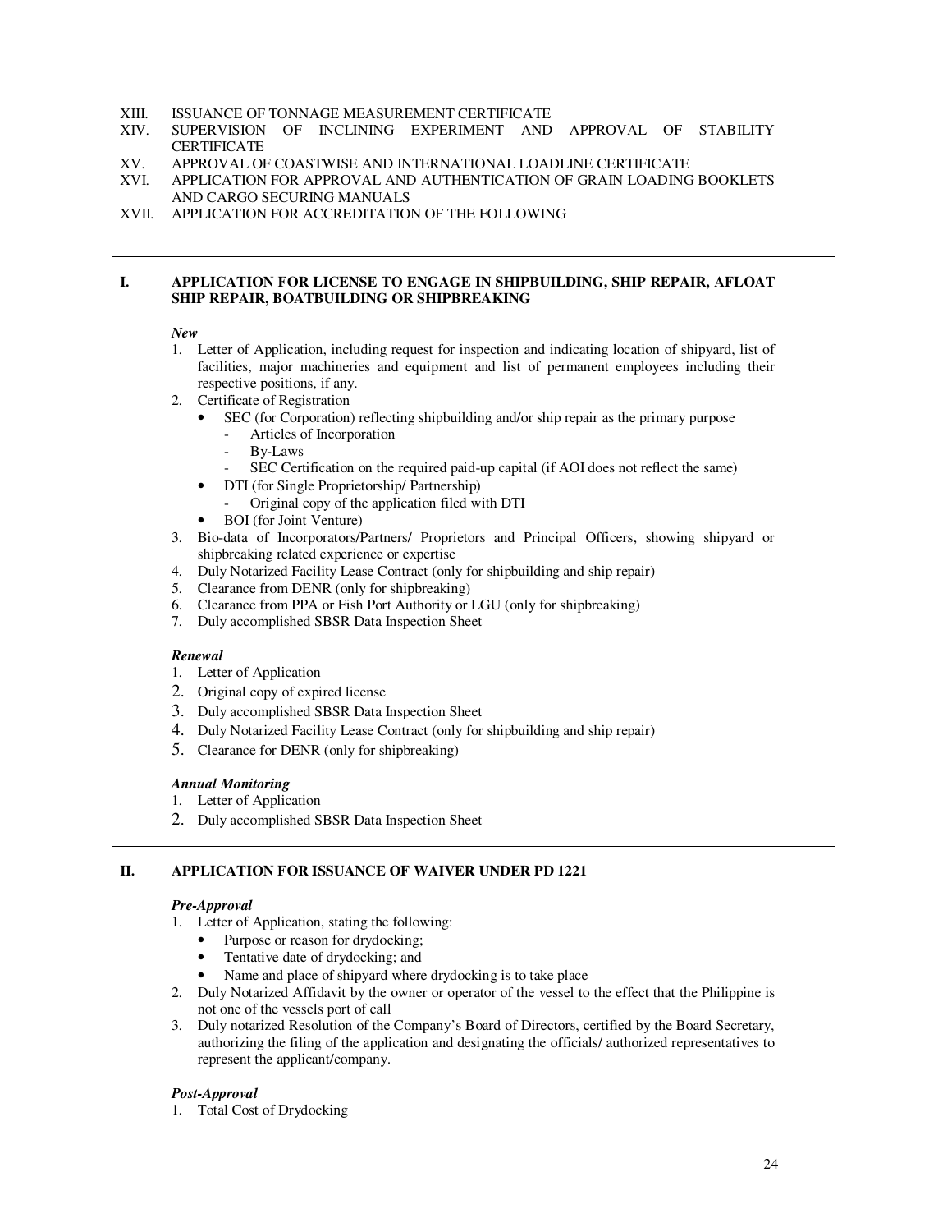XIII. ISSUANCE OF TONNAGE MEASUREMENT CERTIFICATE
XIV. SUPERVISION OF INCLINING EXPERIMENT AND APPROVAL OF STABILITY CERTIFICATE
XV. APPROVAL OF COASTWISE AND INTERNATIONAL LOADLINE CERTIFICATE
XVI. APPLICATION FOR APPROVAL AND AUTHENTICATION OF GRAIN LOADING BOOKLETS AND CARGO SECURING MANUALS
XVII. APPLICATION FOR ACCREDITATION OF THE FOLLOWING

---

## I. APPLICATION FOR LICENSE TO ENGAGE IN SHIPBUILDING, SHIP REPAIR, AFLOAT SHIP REPAIR, BOATBUILDING OR SHIPBREAKING

***New***

1. Letter of Application, including request for inspection and indicating location of shipyard, list of facilities, major machineries and equipment and list of permanent employees including their respective positions, if any.
2. Certificate of Registration
   - SEC (for Corporation) reflecting shipbuilding and/or ship repair as the primary purpose
     - Articles of Incorporation
     - By-Laws
     - SEC Certification on the required paid-up capital (if AOI does not reflect the same)
   - DTI (for Single Proprietorship/ Partnership)
     - Original copy of the application filed with DTI
   - BOI (for Joint Venture)
3. Bio-data of Incorporators/Partners/ Proprietors and Principal Officers, showing shipyard or shipbreaking related experience or expertise
4. Duly Notarized Facility Lease Contract (only for shipbuilding and ship repair)
5. Clearance from DENR (only for shipbreaking)
6. Clearance from PPA or Fish Port Authority or LGU (only for shipbreaking)
7. Duly accomplished SBSR Data Inspection Sheet

***Renewal***

1. Letter of Application
2. Original copy of expired license
3. Duly accomplished SBSR Data Inspection Sheet
4. Duly Notarized Facility Lease Contract (only for shipbuilding and ship repair)
5. Clearance for DENR (only for shipbreaking)

***Annual Monitoring***

1. Letter of Application
2. Duly accomplished SBSR Data Inspection Sheet

---

## II. APPLICATION FOR ISSUANCE OF WAIVER UNDER PD 1221

***Pre-Approval***

1. Letter of Application, stating the following:
   - Purpose or reason for drydocking;
   - Tentative date of drydocking; and
   - Name and place of shipyard where drydocking is to take place
2. Duly Notarized Affidavit by the owner or operator of the vessel to the effect that the Philippine is not one of the vessels port of call
3. Duly notarized Resolution of the Company's Board of Directors, certified by the Board Secretary, authorizing the filing of the application and designating the officials/ authorized representatives to represent the applicant/company.

***Post-Approval***

1. Total Cost of Drydocking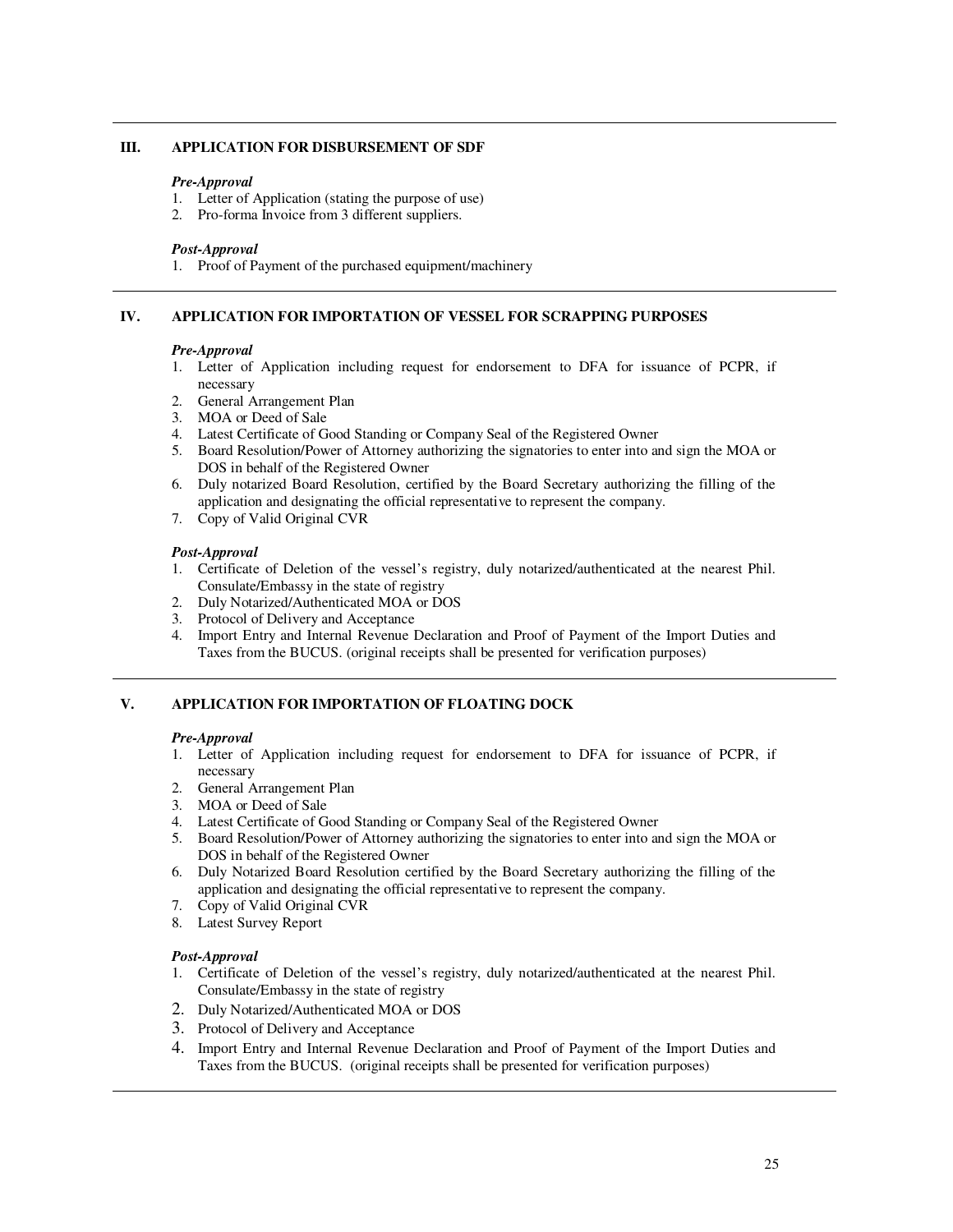## III. APPLICATION FOR DISBURSEMENT OF SDF

***Pre-Approval***

1. Letter of Application (stating the purpose of use)
2. Pro-forma Invoice from 3 different suppliers.

***Post-Approval***

1. Proof of Payment of the purchased equipment/machinery

---

## IV. APPLICATION FOR IMPORTATION OF VESSEL FOR SCRAPPING PURPOSES

***Pre-Approval***

1. Letter of Application including request for endorsement to DFA for issuance of PCPR, if necessary
2. General Arrangement Plan
3. MOA or Deed of Sale
4. Latest Certificate of Good Standing or Company Seal of the Registered Owner
5. Board Resolution/Power of Attorney authorizing the signatories to enter into and sign the MOA or DOS in behalf of the Registered Owner
6. Duly notarized Board Resolution, certified by the Board Secretary authorizing the filling of the application and designating the official representative to represent the company.
7. Copy of Valid Original CVR

***Post-Approval***

1. Certificate of Deletion of the vessel's registry, duly notarized/authenticated at the nearest Phil. Consulate/Embassy in the state of registry
2. Duly Notarized/Authenticated MOA or DOS
3. Protocol of Delivery and Acceptance
4. Import Entry and Internal Revenue Declaration and Proof of Payment of the Import Duties and Taxes from the BUCUS. (original receipts shall be presented for verification purposes)

---

## V. APPLICATION FOR IMPORTATION OF FLOATING DOCK

***Pre-Approval***

1. Letter of Application including request for endorsement to DFA for issuance of PCPR, if necessary
2. General Arrangement Plan
3. MOA or Deed of Sale
4. Latest Certificate of Good Standing or Company Seal of the Registered Owner
5. Board Resolution/Power of Attorney authorizing the signatories to enter into and sign the MOA or DOS in behalf of the Registered Owner
6. Duly Notarized Board Resolution certified by the Board Secretary authorizing the filling of the application and designating the official representative to represent the company.
7. Copy of Valid Original CVR
8. Latest Survey Report

***Post-Approval***

1. Certificate of Deletion of the vessel's registry, duly notarized/authenticated at the nearest Phil. Consulate/Embassy in the state of registry
2. Duly Notarized/Authenticated MOA or DOS
3. Protocol of Delivery and Acceptance
4. Import Entry and Internal Revenue Declaration and Proof of Payment of the Import Duties and Taxes from the BUCUS. (original receipts shall be presented for verification purposes)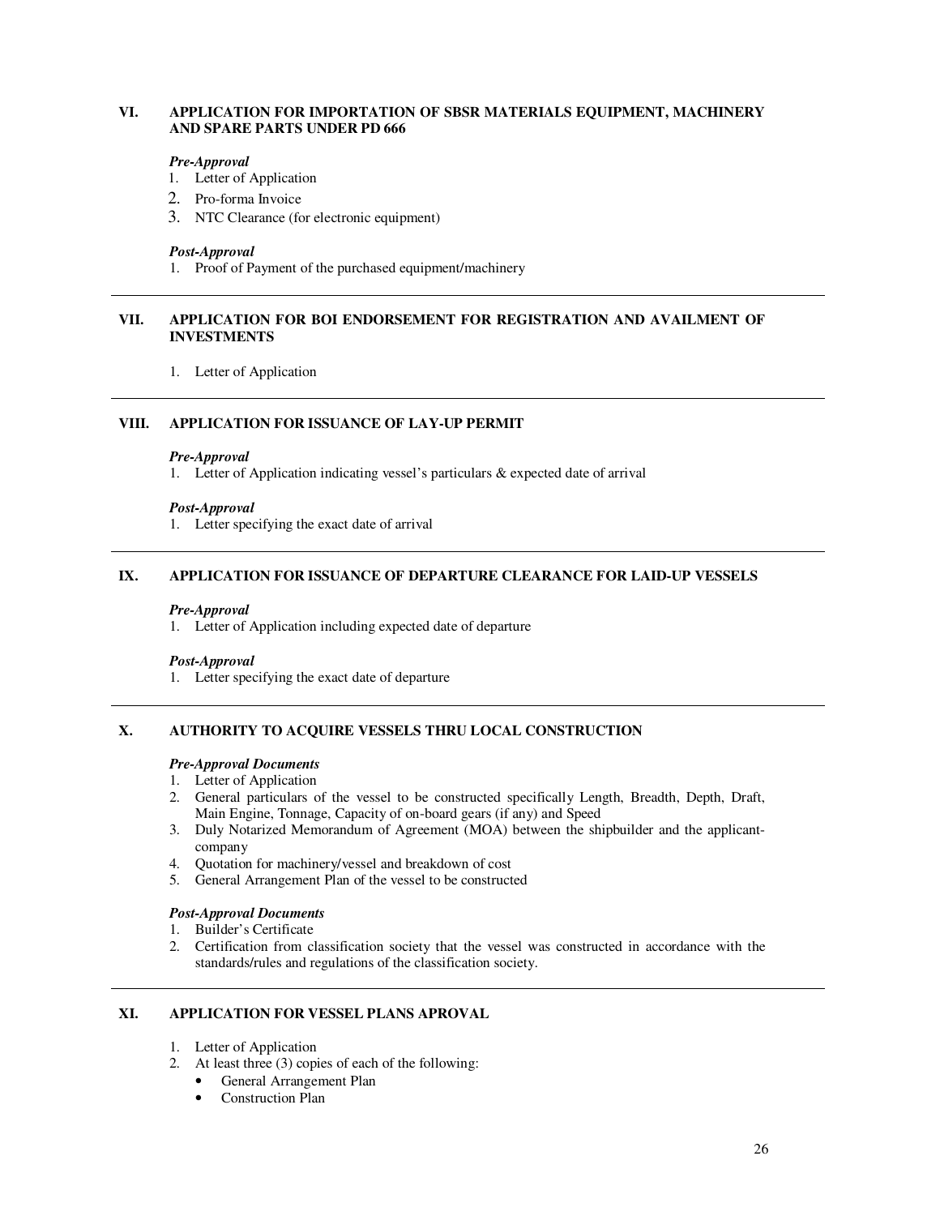## VI. APPLICATION FOR IMPORTATION OF SBSR MATERIALS EQUIPMENT, MACHINERY AND SPARE PARTS UNDER PD 666

***Pre-Approval***

1. Letter of Application
2. Pro-forma Invoice
3. NTC Clearance (for electronic equipment)

***Post-Approval***

1. Proof of Payment of the purchased equipment/machinery

---

## VII. APPLICATION FOR BOI ENDORSEMENT FOR REGISTRATION AND AVAILMENT OF INVESTMENTS

1. Letter of Application

---

## VIII. APPLICATION FOR ISSUANCE OF LAY-UP PERMIT

***Pre-Approval***

1. Letter of Application indicating vessel's particulars & expected date of arrival

***Post-Approval***

1. Letter specifying the exact date of arrival

---

## IX. APPLICATION FOR ISSUANCE OF DEPARTURE CLEARANCE FOR LAID-UP VESSELS

***Pre-Approval***

1. Letter of Application including expected date of departure

***Post-Approval***

1. Letter specifying the exact date of departure

---

## X. AUTHORITY TO ACQUIRE VESSELS THRU LOCAL CONSTRUCTION

***Pre-Approval Documents***

1. Letter of Application
2. General particulars of the vessel to be constructed specifically Length, Breadth, Depth, Draft, Main Engine, Tonnage, Capacity of on-board gears (if any) and Speed
3. Duly Notarized Memorandum of Agreement (MOA) between the shipbuilder and the applicant-company
4. Quotation for machinery/vessel and breakdown of cost
5. General Arrangement Plan of the vessel to be constructed

***Post-Approval Documents***

1. Builder's Certificate
2. Certification from classification society that the vessel was constructed in accordance with the standards/rules and regulations of the classification society.

---

## XI. APPLICATION FOR VESSEL PLANS APROVAL

1. Letter of Application
2. At least three (3) copies of each of the following:
   - General Arrangement Plan
   - Construction Plan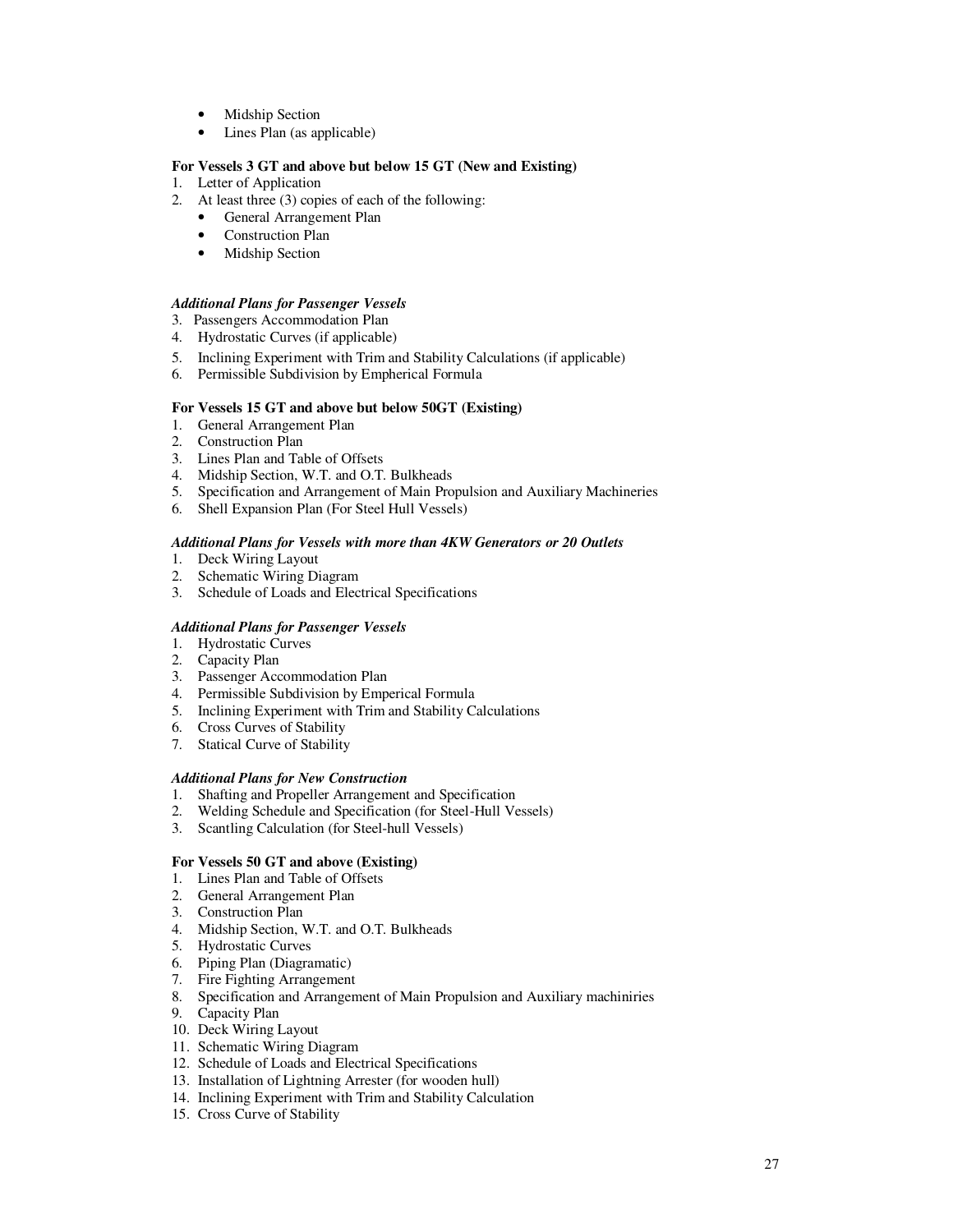- Midship Section
- Lines Plan (as applicable)

**For Vessels 3 GT and above but below 15 GT (New and Existing)**

1. Letter of Application
2. At least three (3) copies of each of the following:
   - General Arrangement Plan
   - Construction Plan
   - Midship Section

***Additional Plans for Passenger Vessels***

3. Passengers Accommodation Plan
4. Hydrostatic Curves (if applicable)
5. Inclining Experiment with Trim and Stability Calculations (if applicable)
6. Permissible Subdivision by Empherical Formula

**For Vessels 15 GT and above but below 50GT (Existing)**

1. General Arrangement Plan
2. Construction Plan
3. Lines Plan and Table of Offsets
4. Midship Section, W.T. and O.T. Bulkheads
5. Specification and Arrangement of Main Propulsion and Auxiliary Machineries
6. Shell Expansion Plan (For Steel Hull Vessels)

***Additional Plans for Vessels with more than 4KW Generators or 20 Outlets***

1. Deck Wiring Layout
2. Schematic Wiring Diagram
3. Schedule of Loads and Electrical Specifications

***Additional Plans for Passenger Vessels***

1. Hydrostatic Curves
2. Capacity Plan
3. Passenger Accommodation Plan
4. Permissible Subdivision by Emperical Formula
5. Inclining Experiment with Trim and Stability Calculations
6. Cross Curves of Stability
7. Statical Curve of Stability

***Additional Plans for New Construction***

1. Shafting and Propeller Arrangement and Specification
2. Welding Schedule and Specification (for Steel-Hull Vessels)
3. Scantling Calculation (for Steel-hull Vessels)

**For Vessels 50 GT and above (Existing)**

1. Lines Plan and Table of Offsets
2. General Arrangement Plan
3. Construction Plan
4. Midship Section, W.T. and O.T. Bulkheads
5. Hydrostatic Curves
6. Piping Plan (Diagramatic)
7. Fire Fighting Arrangement
8. Specification and Arrangement of Main Propulsion and Auxiliary machiniries
9. Capacity Plan
10. Deck Wiring Layout
11. Schematic Wiring Diagram
12. Schedule of Loads and Electrical Specifications
13. Installation of Lightning Arrester (for wooden hull)
14. Inclining Experiment with Trim and Stability Calculation
15. Cross Curve of Stability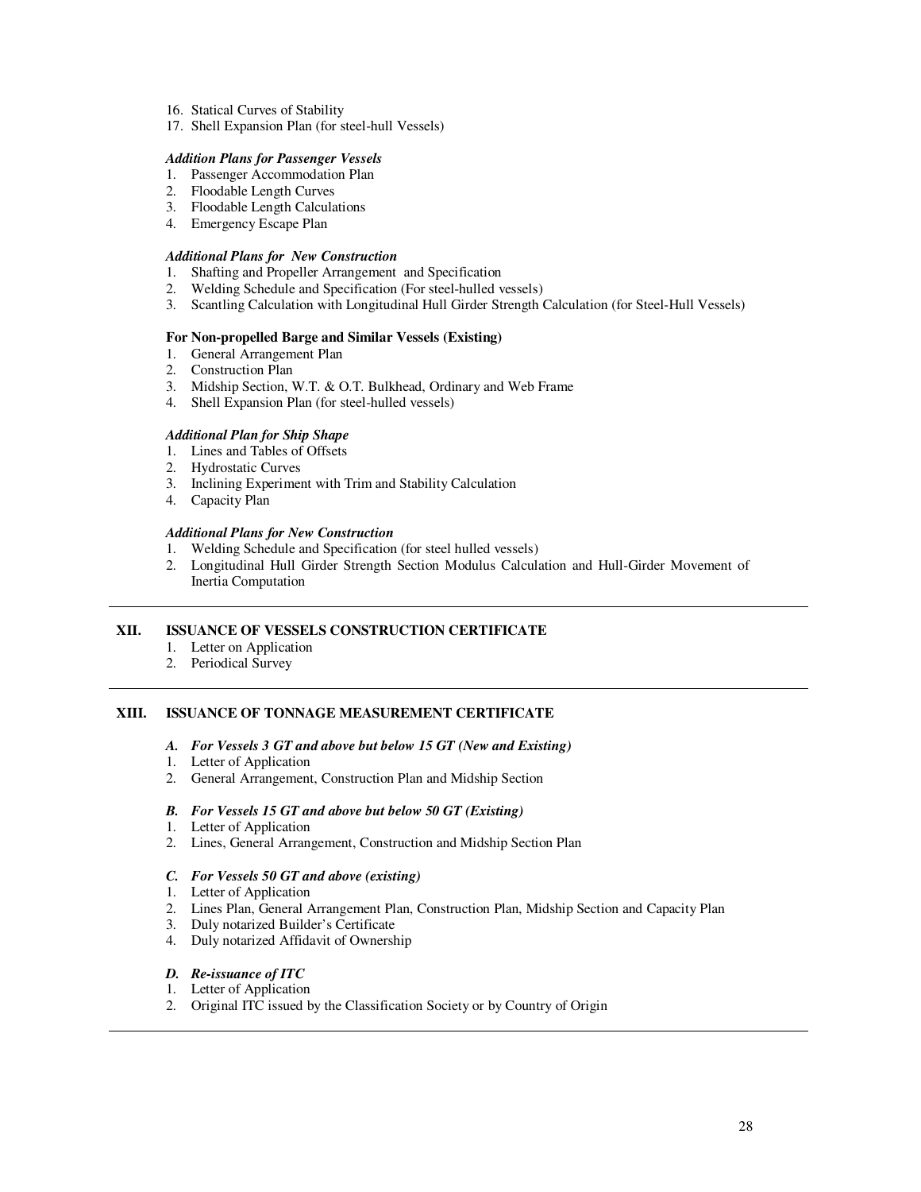16. Statical Curves of Stability
17. Shell Expansion Plan (for steel-hull Vessels)

***Addition Plans for Passenger Vessels***

1. Passenger Accommodation Plan
2. Floodable Length Curves
3. Floodable Length Calculations
4. Emergency Escape Plan

***Additional Plans for New Construction***

1. Shafting and Propeller Arrangement and Specification
2. Welding Schedule and Specification (For steel-hulled vessels)
3. Scantling Calculation with Longitudinal Hull Girder Strength Calculation (for Steel-Hull Vessels)

**For Non-propelled Barge and Similar Vessels (Existing)**

1. General Arrangement Plan
2. Construction Plan
3. Midship Section, W.T. & O.T. Bulkhead, Ordinary and Web Frame
4. Shell Expansion Plan (for steel-hulled vessels)

***Additional Plan for Ship Shape***

1. Lines and Tables of Offsets
2. Hydrostatic Curves
3. Inclining Experiment with Trim and Stability Calculation
4. Capacity Plan

***Additional Plans for New Construction***

1. Welding Schedule and Specification (for steel hulled vessels)
2. Longitudinal Hull Girder Strength Section Modulus Calculation and Hull-Girder Movement of Inertia Computation

---

## XII. ISSUANCE OF VESSELS CONSTRUCTION CERTIFICATE

1. Letter on Application
2. Periodical Survey

---

## XIII. ISSUANCE OF TONNAGE MEASUREMENT CERTIFICATE

***A. For Vessels 3 GT and above but below 15 GT (New and Existing)***

1. Letter of Application
2. General Arrangement, Construction Plan and Midship Section

***B. For Vessels 15 GT and above but below 50 GT (Existing)***

1. Letter of Application
2. Lines, General Arrangement, Construction and Midship Section Plan

***C. For Vessels 50 GT and above (existing)***

1. Letter of Application
2. Lines Plan, General Arrangement Plan, Construction Plan, Midship Section and Capacity Plan
3. Duly notarized Builder's Certificate
4. Duly notarized Affidavit of Ownership

***D. Re-issuance of ITC***

1. Letter of Application
2. Original ITC issued by the Classification Society or by Country of Origin

---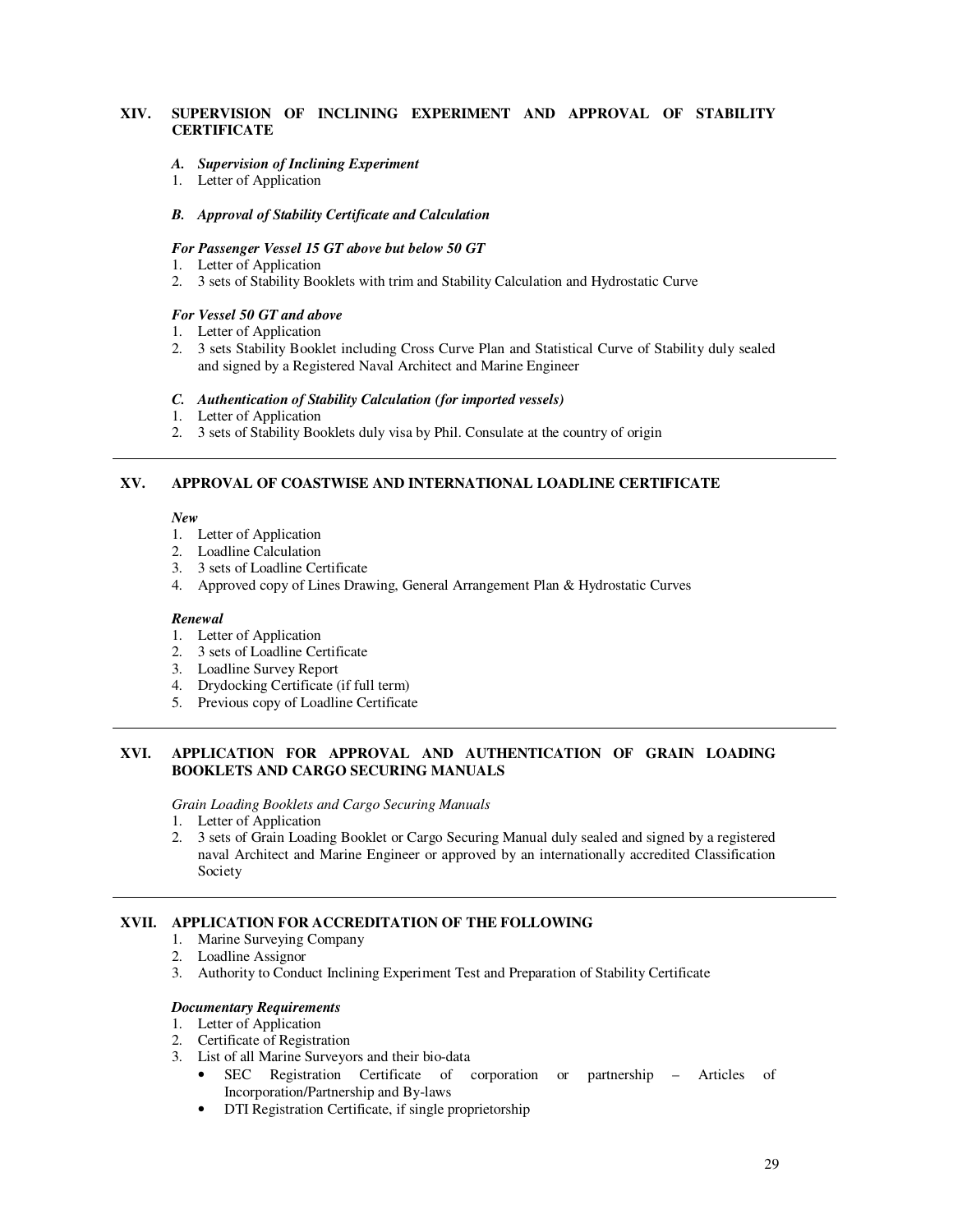## XIV. SUPERVISION OF INCLINING EXPERIMENT AND APPROVAL OF STABILITY CERTIFICATE

***A. Supervision of Inclining Experiment***

1. Letter of Application

***B. Approval of Stability Certificate and Calculation***

***For Passenger Vessel 15 GT above but below 50 GT***

1. Letter of Application
2. 3 sets of Stability Booklets with trim and Stability Calculation and Hydrostatic Curve

***For Vessel 50 GT and above***

1. Letter of Application
2. 3 sets Stability Booklet including Cross Curve Plan and Statistical Curve of Stability duly sealed and signed by a Registered Naval Architect and Marine Engineer

***C. Authentication of Stability Calculation (for imported vessels)***

1. Letter of Application
2. 3 sets of Stability Booklets duly visa by Phil. Consulate at the country of origin

---

## XV. APPROVAL OF COASTWISE AND INTERNATIONAL LOADLINE CERTIFICATE

***New***

1. Letter of Application
2. Loadline Calculation
3. 3 sets of Loadline Certificate
4. Approved copy of Lines Drawing, General Arrangement Plan & Hydrostatic Curves

***Renewal***

1. Letter of Application
2. 3 sets of Loadline Certificate
3. Loadline Survey Report
4. Drydocking Certificate (if full term)
5. Previous copy of Loadline Certificate

---

## XVI. APPLICATION FOR APPROVAL AND AUTHENTICATION OF GRAIN LOADING BOOKLETS AND CARGO SECURING MANUALS

*Grain Loading Booklets and Cargo Securing Manuals*

1. Letter of Application
2. 3 sets of Grain Loading Booklet or Cargo Securing Manual duly sealed and signed by a registered naval Architect and Marine Engineer or approved by an internationally accredited Classification Society

---

## XVII. APPLICATION FOR ACCREDITATION OF THE FOLLOWING

1. Marine Surveying Company
2. Loadline Assignor
3. Authority to Conduct Inclining Experiment Test and Preparation of Stability Certificate

***Documentary Requirements***

1. Letter of Application
2. Certificate of Registration
3. List of all Marine Surveyors and their bio-data
   - SEC Registration Certificate of corporation or partnership – Articles of Incorporation/Partnership and By-laws
   - DTI Registration Certificate, if single proprietorship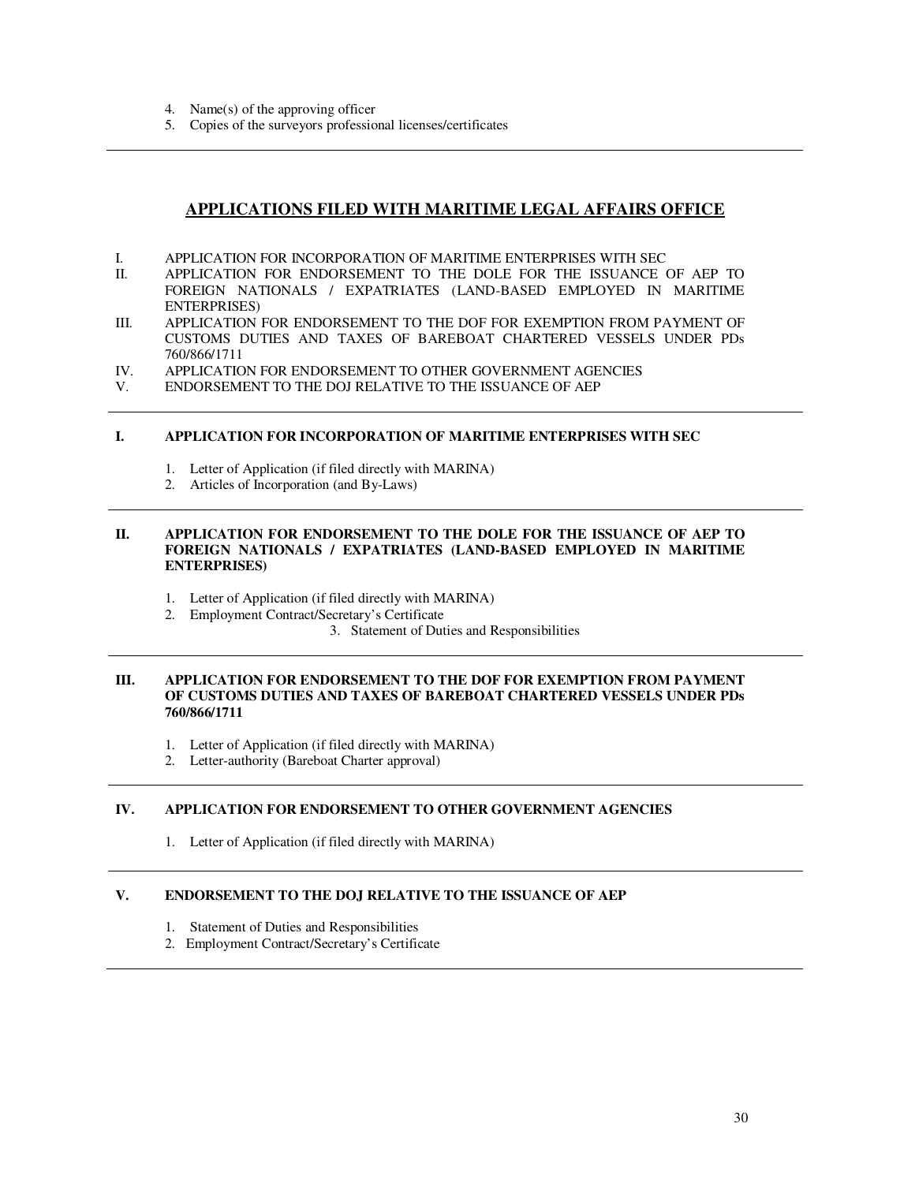4. Name(s) of the approving officer
5. Copies of the surveyors professional licenses/certificates

---

## APPLICATIONS FILED WITH MARITIME LEGAL AFFAIRS OFFICE

I. APPLICATION FOR INCORPORATION OF MARITIME ENTERPRISES WITH SEC
II. APPLICATION FOR ENDORSEMENT TO THE DOLE FOR THE ISSUANCE OF AEP TO FOREIGN NATIONALS / EXPATRIATES (LAND-BASED EMPLOYED IN MARITIME ENTERPRISES)
III. APPLICATION FOR ENDORSEMENT TO THE DOF FOR EXEMPTION FROM PAYMENT OF CUSTOMS DUTIES AND TAXES OF BAREBOAT CHARTERED VESSELS UNDER PDs 760/866/1711
IV. APPLICATION FOR ENDORSEMENT TO OTHER GOVERNMENT AGENCIES
V. ENDORSEMENT TO THE DOJ RELATIVE TO THE ISSUANCE OF AEP

---

### I. APPLICATION FOR INCORPORATION OF MARITIME ENTERPRISES WITH SEC

1. Letter of Application (if filed directly with MARINA)
2. Articles of Incorporation (and By-Laws)

---

### II. APPLICATION FOR ENDORSEMENT TO THE DOLE FOR THE ISSUANCE OF AEP TO FOREIGN NATIONALS / EXPATRIATES (LAND-BASED EMPLOYED IN MARITIME ENTERPRISES)

1. Letter of Application (if filed directly with MARINA)
2. Employment Contract/Secretary's Certificate
3. Statement of Duties and Responsibilities

---

### III. APPLICATION FOR ENDORSEMENT TO THE DOF FOR EXEMPTION FROM PAYMENT OF CUSTOMS DUTIES AND TAXES OF BAREBOAT CHARTERED VESSELS UNDER PDs 760/866/1711

1. Letter of Application (if filed directly with MARINA)
2. Letter-authority (Bareboat Charter approval)

---

### IV. APPLICATION FOR ENDORSEMENT TO OTHER GOVERNMENT AGENCIES

1. Letter of Application (if filed directly with MARINA)

---

### V. ENDORSEMENT TO THE DOJ RELATIVE TO THE ISSUANCE OF AEP

1. Statement of Duties and Responsibilities
2. Employment Contract/Secretary's Certificate

---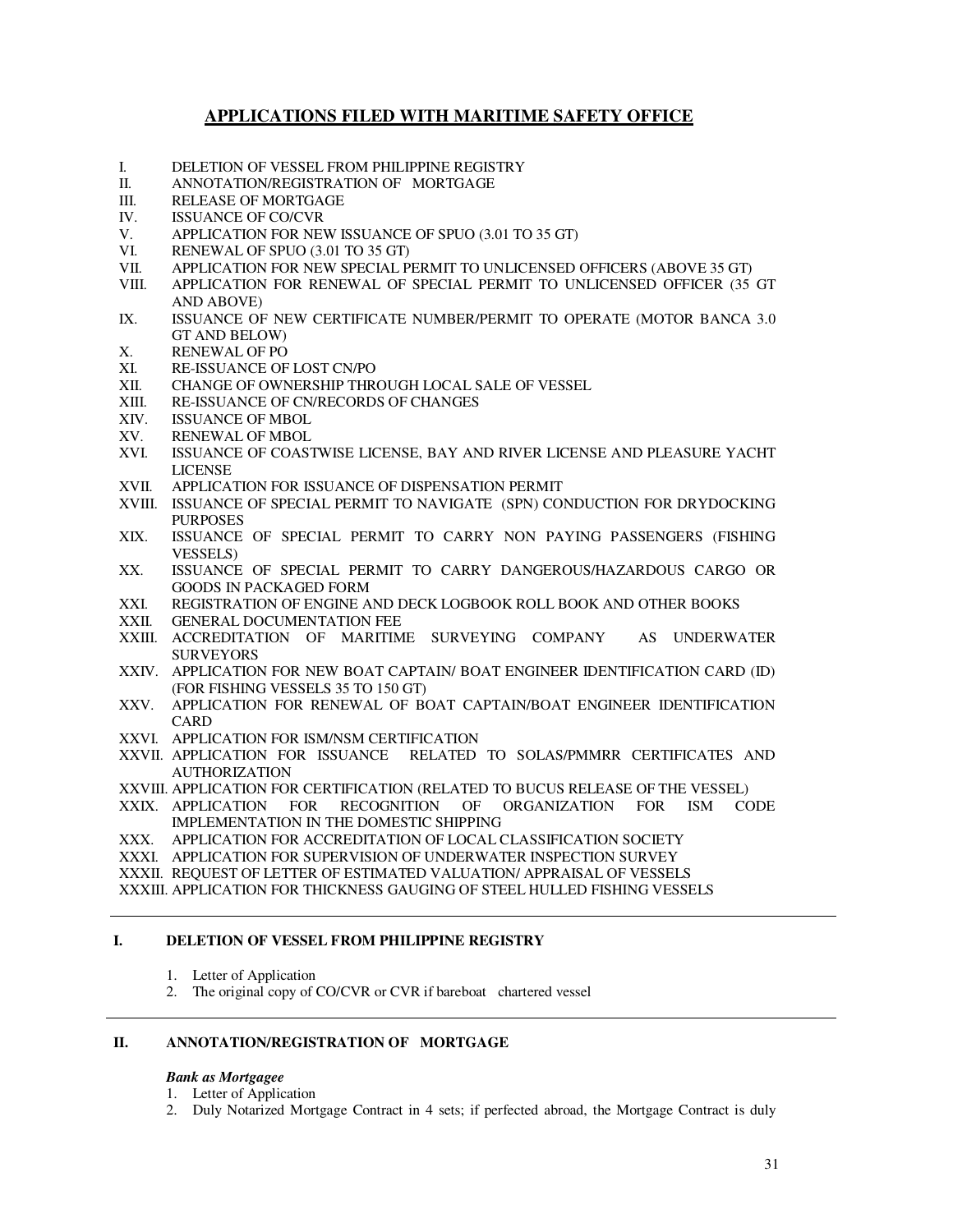## APPLICATIONS FILED WITH MARITIME SAFETY OFFICE

I. DELETION OF VESSEL FROM PHILIPPINE REGISTRY
II. ANNOTATION/REGISTRATION OF MORTGAGE
III. RELEASE OF MORTGAGE
IV. ISSUANCE OF CO/CVR
V. APPLICATION FOR NEW ISSUANCE OF SPUO (3.01 TO 35 GT)
VI. RENEWAL OF SPUO (3.01 TO 35 GT)
VII. APPLICATION FOR NEW SPECIAL PERMIT TO UNLICENSED OFFICERS (ABOVE 35 GT)
VIII. APPLICATION FOR RENEWAL OF SPECIAL PERMIT TO UNLICENSED OFFICER (35 GT AND ABOVE)
IX. ISSUANCE OF NEW CERTIFICATE NUMBER/PERMIT TO OPERATE (MOTOR BANCA 3.0 GT AND BELOW)
X. RENEWAL OF PO
XI. RE-ISSUANCE OF LOST CN/PO
XII. CHANGE OF OWNERSHIP THROUGH LOCAL SALE OF VESSEL
XIII. RE-ISSUANCE OF CN/RECORDS OF CHANGES
XIV. ISSUANCE OF MBOL
XV. RENEWAL OF MBOL
XVI. ISSUANCE OF COASTWISE LICENSE, BAY AND RIVER LICENSE AND PLEASURE YACHT LICENSE
XVII. APPLICATION FOR ISSUANCE OF DISPENSATION PERMIT
XVIII. ISSUANCE OF SPECIAL PERMIT TO NAVIGATE (SPN) CONDUCTION FOR DRYDOCKING PURPOSES
XIX. ISSUANCE OF SPECIAL PERMIT TO CARRY NON PAYING PASSENGERS (FISHING VESSELS)
XX. ISSUANCE OF SPECIAL PERMIT TO CARRY DANGEROUS/HAZARDOUS CARGO OR GOODS IN PACKAGED FORM
XXI. REGISTRATION OF ENGINE AND DECK LOGBOOK ROLL BOOK AND OTHER BOOKS
XXII. GENERAL DOCUMENTATION FEE
XXIII. ACCREDITATION OF MARITIME SURVEYING COMPANY AS UNDERWATER SURVEYORS
XXIV. APPLICATION FOR NEW BOAT CAPTAIN/ BOAT ENGINEER IDENTIFICATION CARD (ID) (FOR FISHING VESSELS 35 TO 150 GT)
XXV. APPLICATION FOR RENEWAL OF BOAT CAPTAIN/BOAT ENGINEER IDENTIFICATION CARD
XXVI. APPLICATION FOR ISM/NSM CERTIFICATION
XXVII. APPLICATION FOR ISSUANCE RELATED TO SOLAS/PMMRR CERTIFICATES AND AUTHORIZATION
XXVIII. APPLICATION FOR CERTIFICATION (RELATED TO BUCUS RELEASE OF THE VESSEL)
XXIX. APPLICATION FOR RECOGNITION OF ORGANIZATION FOR ISM CODE IMPLEMENTATION IN THE DOMESTIC SHIPPING
XXX. APPLICATION FOR ACCREDITATION OF LOCAL CLASSIFICATION SOCIETY
XXXI. APPLICATION FOR SUPERVISION OF UNDERWATER INSPECTION SURVEY
XXXII. REQUEST OF LETTER OF ESTIMATED VALUATION/ APPRAISAL OF VESSELS
XXXIII. APPLICATION FOR THICKNESS GAUGING OF STEEL HULLED FISHING VESSELS

---

### I. DELETION OF VESSEL FROM PHILIPPINE REGISTRY

1. Letter of Application
2. The original copy of CO/CVR or CVR if bareboat chartered vessel

---

### II. ANNOTATION/REGISTRATION OF MORTGAGE

***Bank as Mortgagee***

1. Letter of Application
2. Duly Notarized Mortgage Contract in 4 sets; if perfected abroad, the Mortgage Contract is duly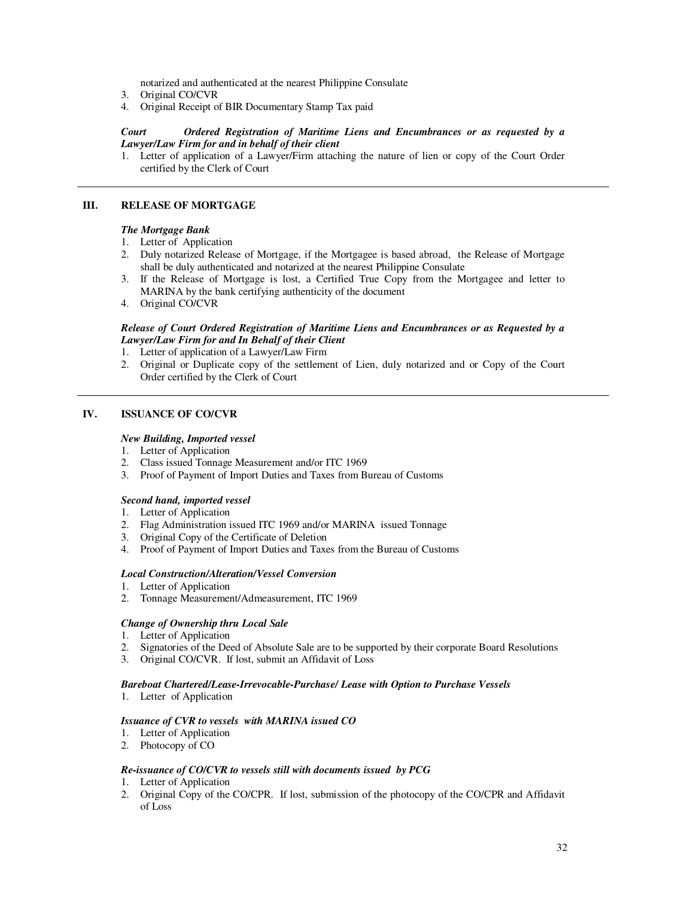notarized and authenticated at the nearest Philippine Consulate

3. Original CO/CVR
4. Original Receipt of BIR Documentary Stamp Tax paid

***Court Ordered Registration of Maritime Liens and Encumbrances or as requested by a Lawyer/Law Firm for and in behalf of their client***

1. Letter of application of a Lawyer/Firm attaching the nature of lien or copy of the Court Order certified by the Clerk of Court

---

## III. RELEASE OF MORTGAGE

***The Mortgage Bank***

1. Letter of Application
2. Duly notarized Release of Mortgage, if the Mortgagee is based abroad, the Release of Mortgage shall be duly authenticated and notarized at the nearest Philippine Consulate
3. If the Release of Mortgage is lost, a Certified True Copy from the Mortgagee and letter to MARINA by the bank certifying authenticity of the document
4. Original CO/CVR

***Release of Court Ordered Registration of Maritime Liens and Encumbrances or as Requested by a Lawyer/Law Firm for and In Behalf of their Client***

1. Letter of application of a Lawyer/Law Firm
2. Original or Duplicate copy of the settlement of Lien, duly notarized and or Copy of the Court Order certified by the Clerk of Court

---

## IV. ISSUANCE OF CO/CVR

***New Building, Imported vessel***

1. Letter of Application
2. Class issued Tonnage Measurement and/or ITC 1969
3. Proof of Payment of Import Duties and Taxes from Bureau of Customs

***Second hand, imported vessel***

1. Letter of Application
2. Flag Administration issued ITC 1969 and/or MARINA issued Tonnage
3. Original Copy of the Certificate of Deletion
4. Proof of Payment of Import Duties and Taxes from the Bureau of Customs

***Local Construction/Alteration/Vessel Conversion***

1. Letter of Application
2. Tonnage Measurement/Admeasurement, ITC 1969

***Change of Ownership thru Local Sale***

1. Letter of Application
2. Signatories of the Deed of Absolute Sale are to be supported by their corporate Board Resolutions
3. Original CO/CVR. If lost, submit an Affidavit of Loss

***Bareboat Chartered/Lease-Irrevocable-Purchase/ Lease with Option to Purchase Vessels***

1. Letter of Application

***Issuance of CVR to vessels with MARINA issued CO***

1. Letter of Application
2. Photocopy of CO

***Re-issuance of CO/CVR to vessels still with documents issued by PCG***

1. Letter of Application
2. Original Copy of the CO/CPR. If lost, submission of the photocopy of the CO/CPR and Affidavit of Loss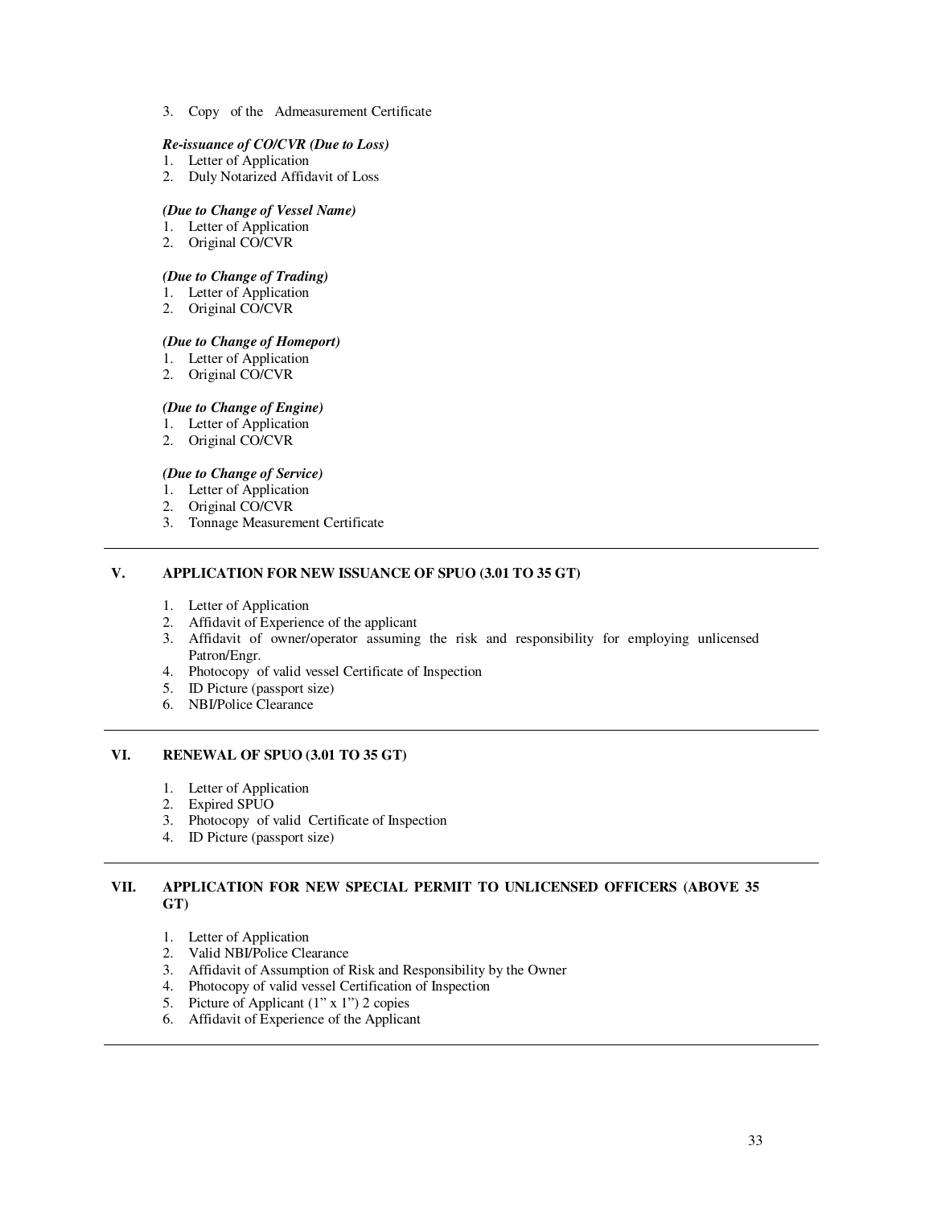3. Copy of the Admeasurement Certificate

***Re-issuance of CO/CVR (Due to Loss)***

1. Letter of Application
2. Duly Notarized Affidavit of Loss

***(Due to Change of Vessel Name)***

1. Letter of Application
2. Original CO/CVR

***(Due to Change of Trading)***

1. Letter of Application
2. Original CO/CVR

***(Due to Change of Homeport)***

1. Letter of Application
2. Original CO/CVR

***(Due to Change of Engine)***

1. Letter of Application
2. Original CO/CVR

***(Due to Change of Service)***

1. Letter of Application
2. Original CO/CVR
3. Tonnage Measurement Certificate

---

## V. APPLICATION FOR NEW ISSUANCE OF SPUO (3.01 TO 35 GT)

1. Letter of Application
2. Affidavit of Experience of the applicant
3. Affidavit of owner/operator assuming the risk and responsibility for employing unlicensed Patron/Engr.
4. Photocopy of valid vessel Certificate of Inspection
5. ID Picture (passport size)
6. NBI/Police Clearance

---

## VI. RENEWAL OF SPUO (3.01 TO 35 GT)

1. Letter of Application
2. Expired SPUO
3. Photocopy of valid Certificate of Inspection
4. ID Picture (passport size)

---

## VII. APPLICATION FOR NEW SPECIAL PERMIT TO UNLICENSED OFFICERS (ABOVE 35 GT)

1. Letter of Application
2. Valid NBI/Police Clearance
3. Affidavit of Assumption of Risk and Responsibility by the Owner
4. Photocopy of valid vessel Certification of Inspection
5. Picture of Applicant (1" x 1") 2 copies
6. Affidavit of Experience of the Applicant

---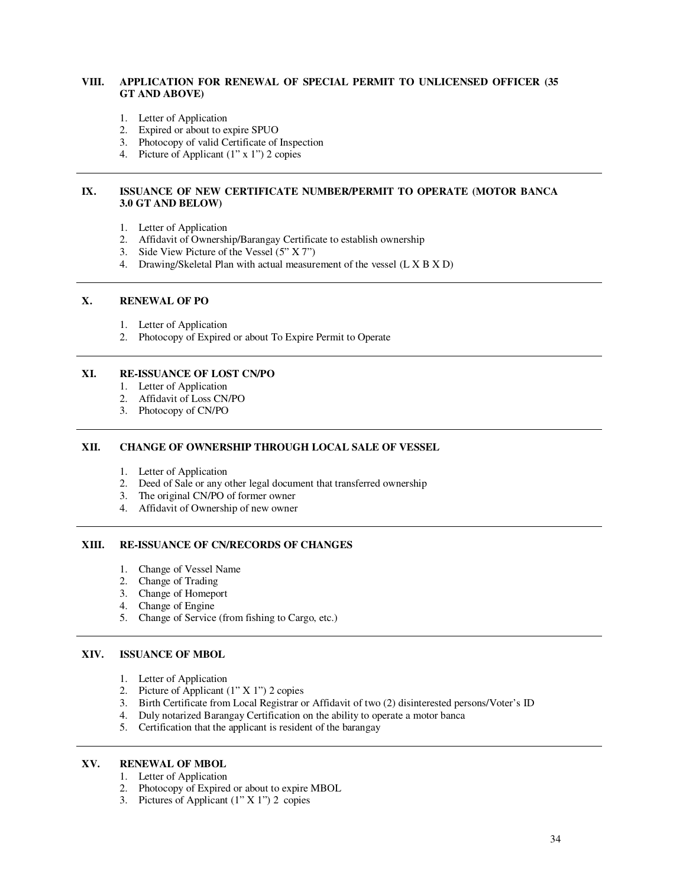### VIII. APPLICATION FOR RENEWAL OF SPECIAL PERMIT TO UNLICENSED OFFICER (35 GT AND ABOVE)

1. Letter of Application
2. Expired or about to expire SPUO
3. Photocopy of valid Certificate of Inspection
4. Picture of Applicant (1" x 1") 2 copies

---

### IX. ISSUANCE OF NEW CERTIFICATE NUMBER/PERMIT TO OPERATE (MOTOR BANCA 3.0 GT AND BELOW)

1. Letter of Application
2. Affidavit of Ownership/Barangay Certificate to establish ownership
3. Side View Picture of the Vessel (5" X 7")
4. Drawing/Skeletal Plan with actual measurement of the vessel (L X B X D)

---

### X. RENEWAL OF PO

1. Letter of Application
2. Photocopy of Expired or about To Expire Permit to Operate

---

### XI. RE-ISSUANCE OF LOST CN/PO

1. Letter of Application
2. Affidavit of Loss CN/PO
3. Photocopy of CN/PO

---

### XII. CHANGE OF OWNERSHIP THROUGH LOCAL SALE OF VESSEL

1. Letter of Application
2. Deed of Sale or any other legal document that transferred ownership
3. The original CN/PO of former owner
4. Affidavit of Ownership of new owner

---

### XIII. RE-ISSUANCE OF CN/RECORDS OF CHANGES

1. Change of Vessel Name
2. Change of Trading
3. Change of Homeport
4. Change of Engine
5. Change of Service (from fishing to Cargo, etc.)

---

### XIV. ISSUANCE OF MBOL

1. Letter of Application
2. Picture of Applicant (1" X 1") 2 copies
3. Birth Certificate from Local Registrar or Affidavit of two (2) disinterested persons/Voter's ID
4. Duly notarized Barangay Certification on the ability to operate a motor banca
5. Certification that the applicant is resident of the barangay

---

### XV. RENEWAL OF MBOL

1. Letter of Application
2. Photocopy of Expired or about to expire MBOL
3. Pictures of Applicant (1" X 1") 2 copies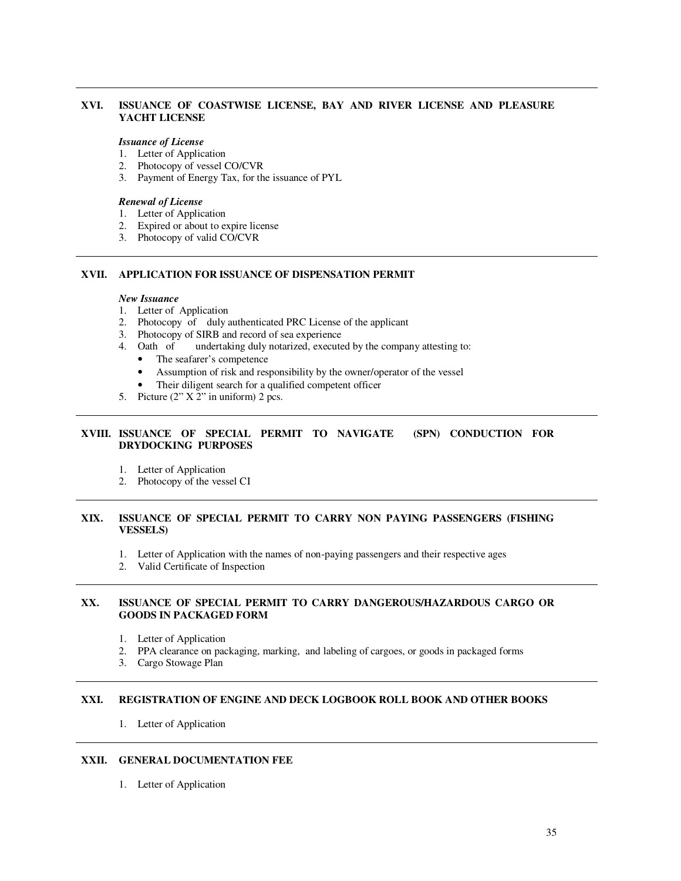## XVI. ISSUANCE OF COASTWISE LICENSE, BAY AND RIVER LICENSE AND PLEASURE YACHT LICENSE

***Issuance of License***

1. Letter of Application
2. Photocopy of vessel CO/CVR
3. Payment of Energy Tax, for the issuance of PYL

***Renewal of License***

1. Letter of Application
2. Expired or about to expire license
3. Photocopy of valid CO/CVR

## XVII. APPLICATION FOR ISSUANCE OF DISPENSATION PERMIT

***New Issuance***

1. Letter of Application
2. Photocopy of duly authenticated PRC License of the applicant
3. Photocopy of SIRB and record of sea experience
4. Oath of undertaking duly notarized, executed by the company attesting to:
   - The seafarer's competence
   - Assumption of risk and responsibility by the owner/operator of the vessel
   - Their diligent search for a qualified competent officer
5. Picture (2" X 2" in uniform) 2 pcs.

## XVIII. ISSUANCE OF SPECIAL PERMIT TO NAVIGATE (SPN) CONDUCTION FOR DRYDOCKING PURPOSES

1. Letter of Application
2. Photocopy of the vessel CI

## XIX. ISSUANCE OF SPECIAL PERMIT TO CARRY NON PAYING PASSENGERS (FISHING VESSELS)

1. Letter of Application with the names of non-paying passengers and their respective ages
2. Valid Certificate of Inspection

## XX. ISSUANCE OF SPECIAL PERMIT TO CARRY DANGEROUS/HAZARDOUS CARGO OR GOODS IN PACKAGED FORM

1. Letter of Application
2. PPA clearance on packaging, marking, and labeling of cargoes, or goods in packaged forms
3. Cargo Stowage Plan

## XXI. REGISTRATION OF ENGINE AND DECK LOGBOOK ROLL BOOK AND OTHER BOOKS

1. Letter of Application

## XXII. GENERAL DOCUMENTATION FEE

1. Letter of Application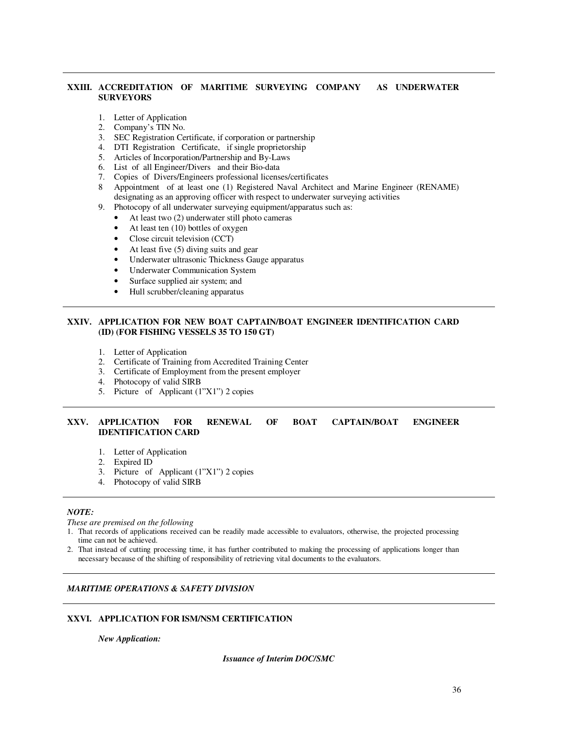## XXIII. ACCREDITATION OF MARITIME SURVEYING COMPANY AS UNDERWATER SURVEYORS

1. Letter of Application
2. Company's TIN No.
3. SEC Registration Certificate, if corporation or partnership
4. DTI Registration Certificate, if single proprietorship
5. Articles of Incorporation/Partnership and By-Laws
6. List of all Engineer/Divers and their Bio-data
7. Copies of Divers/Engineers professional licenses/certificates
8. Appointment of at least one (1) Registered Naval Architect and Marine Engineer (RENAME) designating as an approving officer with respect to underwater surveying activities
9. Photocopy of all underwater surveying equipment/apparatus such as:
   - At least two (2) underwater still photo cameras
   - At least ten (10) bottles of oxygen
   - Close circuit television (CCT)
   - At least five (5) diving suits and gear
   - Underwater ultrasonic Thickness Gauge apparatus
   - Underwater Communication System
   - Surface supplied air system; and
   - Hull scrubber/cleaning apparatus

## XXIV. APPLICATION FOR NEW BOAT CAPTAIN/BOAT ENGINEER IDENTIFICATION CARD (ID) (FOR FISHING VESSELS 35 TO 150 GT)

1. Letter of Application
2. Certificate of Training from Accredited Training Center
3. Certificate of Employment from the present employer
4. Photocopy of valid SIRB
5. Picture of Applicant (1"X1") 2 copies

## XXV. APPLICATION FOR RENEWAL OF BOAT CAPTAIN/BOAT ENGINEER IDENTIFICATION CARD

1. Letter of Application
2. Expired ID
3. Picture of Applicant (1"X1") 2 copies
4. Photocopy of valid SIRB

***NOTE:***

*These are premised on the following*

1. That records of applications received can be readily made accessible to evaluators, otherwise, the projected processing time can not be achieved.
2. That instead of cutting processing time, it has further contributed to making the processing of applications longer than necessary because of the shifting of responsibility of retrieving vital documents to the evaluators.

***MARITIME OPERATIONS & SAFETY DIVISION***

## XXVI. APPLICATION FOR ISM/NSM CERTIFICATION

***New Application:***

***Issuance of Interim DOC/SMC***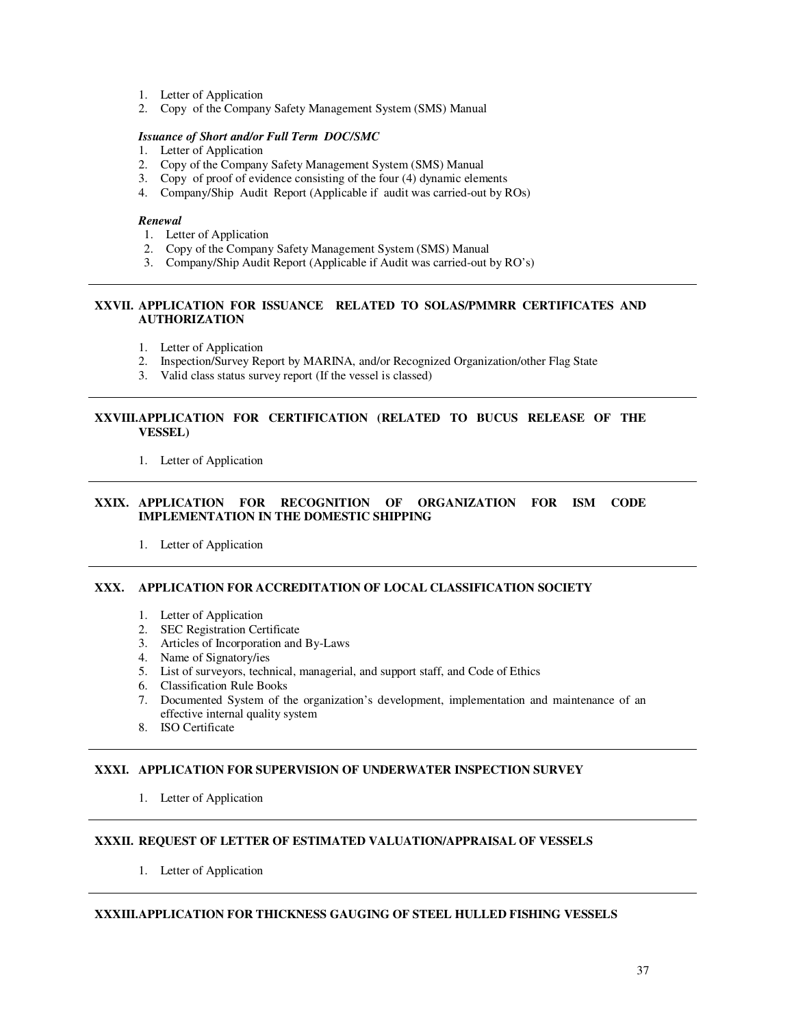1. Letter of Application
2. Copy of the Company Safety Management System (SMS) Manual

***Issuance of Short and/or Full Term DOC/SMC***

1. Letter of Application
2. Copy of the Company Safety Management System (SMS) Manual
3. Copy of proof of evidence consisting of the four (4) dynamic elements
4. Company/Ship Audit Report (Applicable if audit was carried-out by ROs)

***Renewal***

1. Letter of Application
2. Copy of the Company Safety Management System (SMS) Manual
3. Company/Ship Audit Report (Applicable if Audit was carried-out by RO's)

---

## XXVII. APPLICATION FOR ISSUANCE RELATED TO SOLAS/PMMRR CERTIFICATES AND AUTHORIZATION

1. Letter of Application
2. Inspection/Survey Report by MARINA, and/or Recognized Organization/other Flag State
3. Valid class status survey report (If the vessel is classed)

---

## XXVIII. APPLICATION FOR CERTIFICATION (RELATED TO BUCUS RELEASE OF THE VESSEL)

1. Letter of Application

---

## XXIX. APPLICATION FOR RECOGNITION OF ORGANIZATION FOR ISM CODE IMPLEMENTATION IN THE DOMESTIC SHIPPING

1. Letter of Application

---

## XXX. APPLICATION FOR ACCREDITATION OF LOCAL CLASSIFICATION SOCIETY

1. Letter of Application
2. SEC Registration Certificate
3. Articles of Incorporation and By-Laws
4. Name of Signatory/ies
5. List of surveyors, technical, managerial, and support staff, and Code of Ethics
6. Classification Rule Books
7. Documented System of the organization's development, implementation and maintenance of an effective internal quality system
8. ISO Certificate

---

## XXXI. APPLICATION FOR SUPERVISION OF UNDERWATER INSPECTION SURVEY

1. Letter of Application

---

## XXXII. REQUEST OF LETTER OF ESTIMATED VALUATION/APPRAISAL OF VESSELS

1. Letter of Application

---

## XXXIII. APPLICATION FOR THICKNESS GAUGING OF STEEL HULLED FISHING VESSELS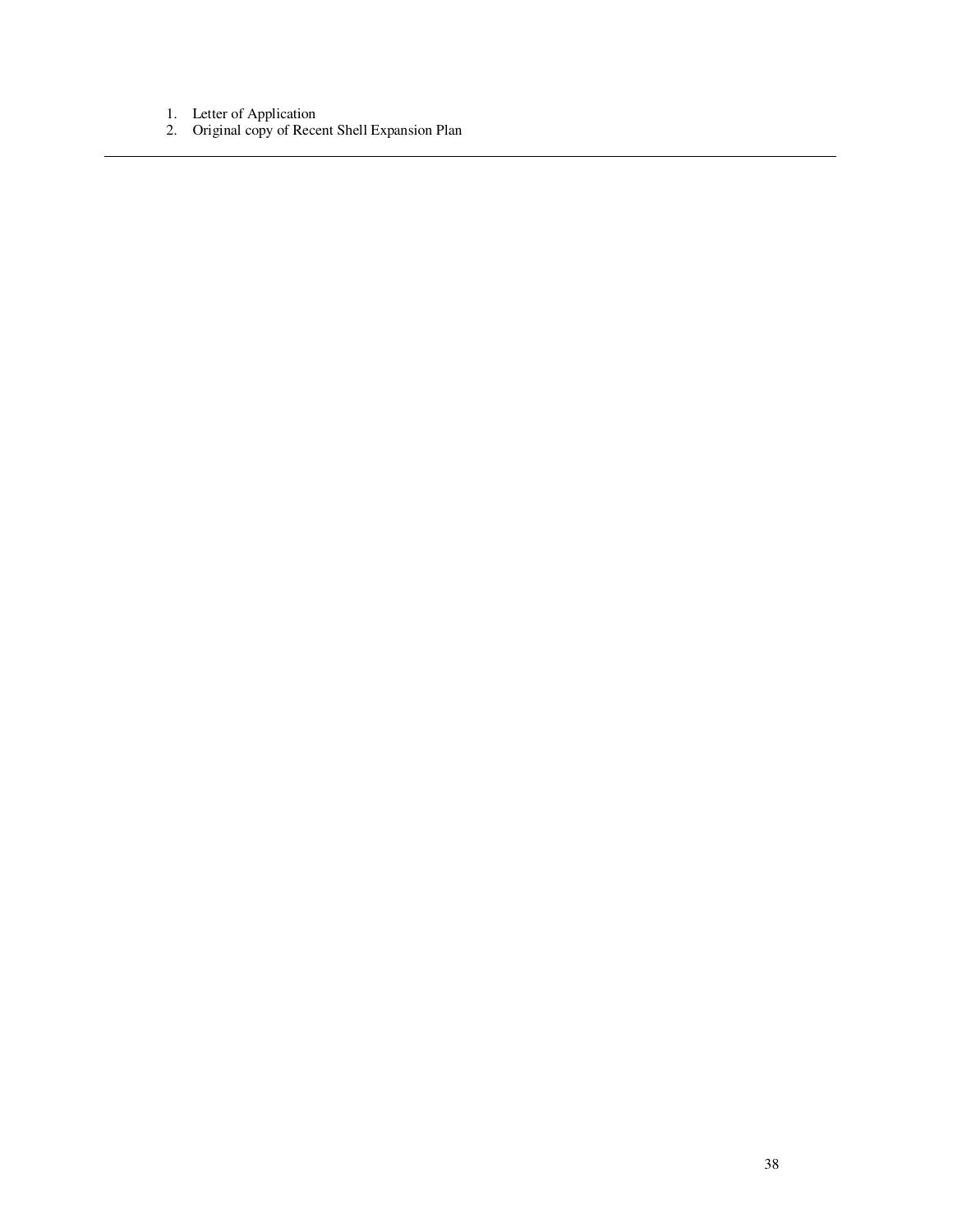1. Letter of Application
2. Original copy of Recent Shell Expansion Plan

---